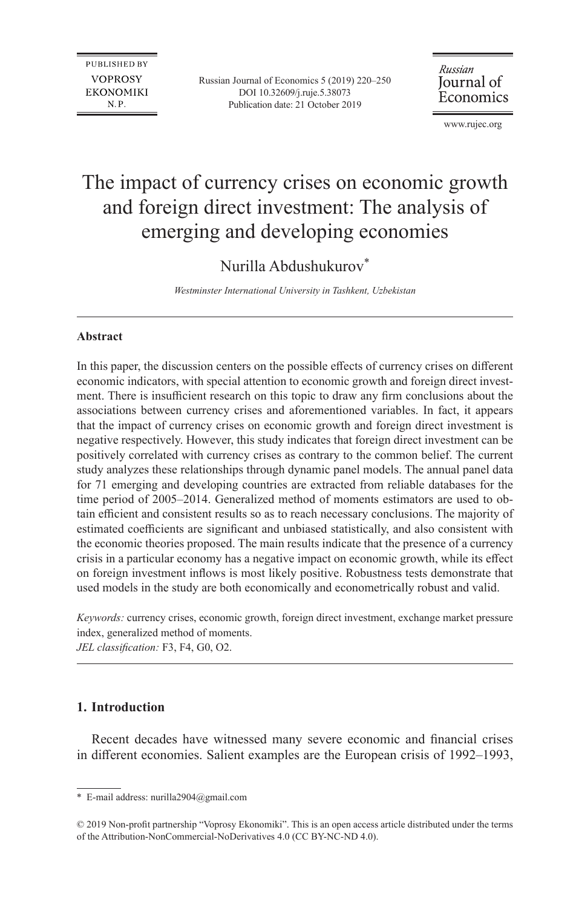# The impact of currency crises on economic growth and foreign direct investment: The analysis of emerging and developing economies

Nurilla Abdushukurov*

*Westminster International University in Tashkent, Uzbekistan*

---

**Abstract**

In this paper, the discussion centers on the possible effects of currency crises on different economic indicators, with special attention to economic growth and foreign direct investment. There is insufficient research on this topic to draw any firm conclusions about the associations between currency crises and aforementioned variables. In fact, it appears that the impact of currency crises on economic growth and foreign direct investment is negative respectively. However, this study indicates that foreign direct investment can be positively correlated with currency crises as contrary to the common belief. The current study analyzes these relationships through dynamic panel models. The annual panel data for 71 emerging and developing countries are extracted from reliable databases for the time period of 2005–2014. Generalized method of moments estimators are used to obtain efficient and consistent results so as to reach necessary conclusions. The majority of estimated coefficients are significant and unbiased statistically, and also consistent with the economic theories proposed. The main results indicate that the presence of a currency crisis in a particular economy has a negative impact on economic growth, while its effect on foreign investment inflows is most likely positive. Robustness tests demonstrate that used models in the study are both economically and econometrically robust and valid.

*Keywords:* currency crises, economic growth, foreign direct investment, exchange market pressure index, generalized method of moments.

*JEL classification:* F3, F4, G0, O2.

---

## 1. Introduction

Recent decades have witnessed many severe economic and financial crises in different economies. Salient examples are the European crisis of 1992–1993,

---

* E-mail address: nurilla2904@gmail.com

© 2019 Non-profit partnership "Voprosy Ekonomiki". This is an open access article distributed under the terms of the Attribution-NonCommercial-NoDerivatives 4.0 (CC BY-NC-ND 4.0).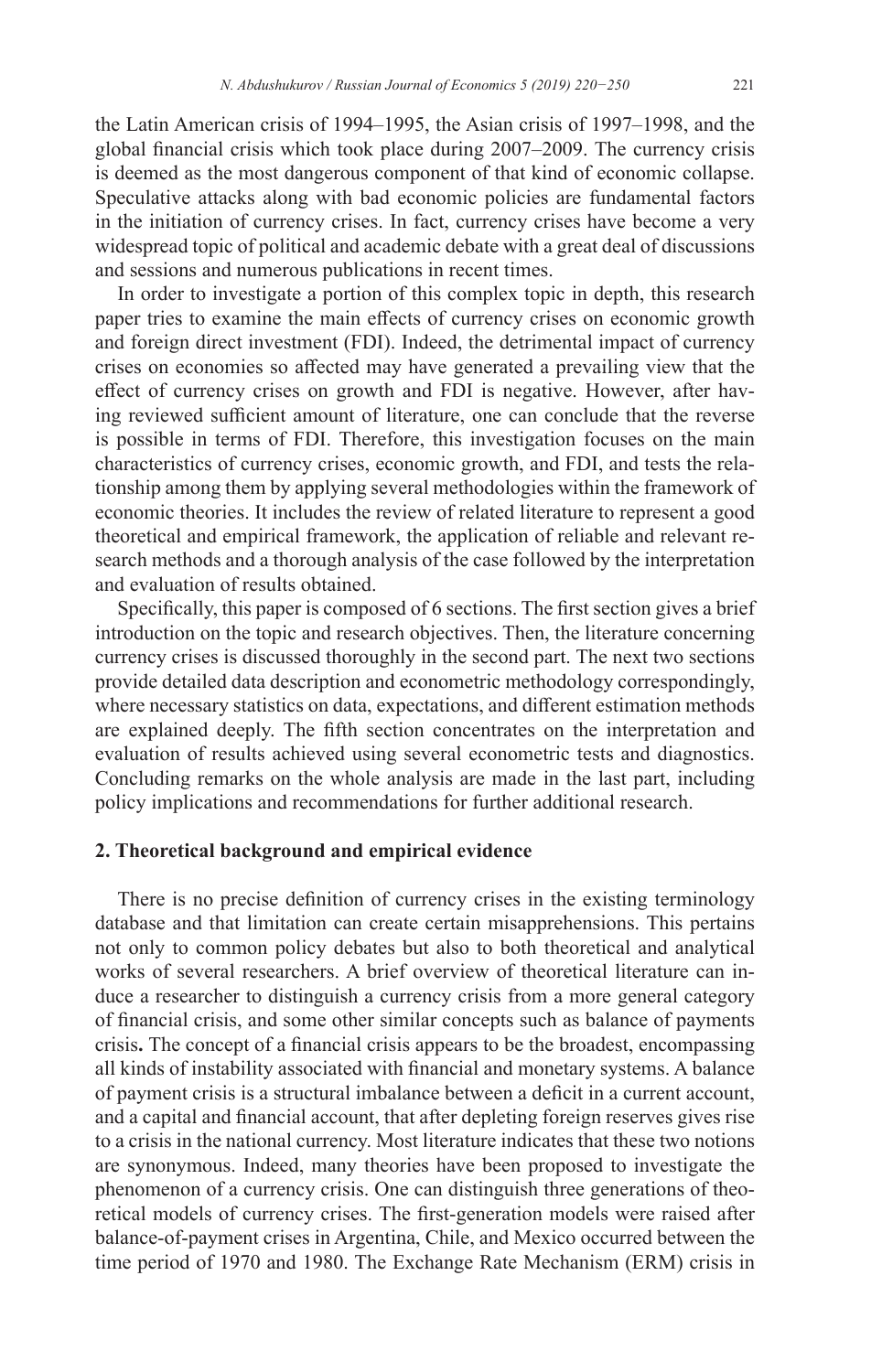the Latin American crisis of 1994–1995, the Asian crisis of 1997–1998, and the global financial crisis which took place during 2007–2009. The currency crisis is deemed as the most dangerous component of that kind of economic collapse. Speculative attacks along with bad economic policies are fundamental factors in the initiation of currency crises. In fact, currency crises have become a very widespread topic of political and academic debate with a great deal of discussions and sessions and numerous publications in recent times.

In order to investigate a portion of this complex topic in depth, this research paper tries to examine the main effects of currency crises on economic growth and foreign direct investment (FDI). Indeed, the detrimental impact of currency crises on economies so affected may have generated a prevailing view that the effect of currency crises on growth and FDI is negative. However, after having reviewed sufficient amount of literature, one can conclude that the reverse is possible in terms of FDI. Therefore, this investigation focuses on the main characteristics of currency crises, economic growth, and FDI, and tests the relationship among them by applying several methodologies within the framework of economic theories. It includes the review of related literature to represent a good theoretical and empirical framework, the application of reliable and relevant research methods and a thorough analysis of the case followed by the interpretation and evaluation of results obtained.

Specifically, this paper is composed of 6 sections. The first section gives a brief introduction on the topic and research objectives. Then, the literature concerning currency crises is discussed thoroughly in the second part. The next two sections provide detailed data description and econometric methodology correspondingly, where necessary statistics on data, expectations, and different estimation methods are explained deeply. The fifth section concentrates on the interpretation and evaluation of results achieved using several econometric tests and diagnostics. Concluding remarks on the whole analysis are made in the last part, including policy implications and recommendations for further additional research.

## 2. Theoretical background and empirical evidence

There is no precise definition of currency crises in the existing terminology database and that limitation can create certain misapprehensions. This pertains not only to common policy debates but also to both theoretical and analytical works of several researchers. A brief overview of theoretical literature can induce a researcher to distinguish a currency crisis from a more general category of financial crisis, and some other similar concepts such as balance of payments crisis**.** The concept of a financial crisis appears to be the broadest, encompassing all kinds of instability associated with financial and monetary systems. A balance of payment crisis is a structural imbalance between a deficit in a current account, and a capital and financial account, that after depleting foreign reserves gives rise to a crisis in the national currency. Most literature indicates that these two notions are synonymous. Indeed, many theories have been proposed to investigate the phenomenon of a currency crisis. One can distinguish three generations of theoretical models of currency crises. The first-generation models were raised after balance-of-payment crises in Argentina, Chile, and Mexico occurred between the time period of 1970 and 1980. The Exchange Rate Mechanism (ERM) crisis in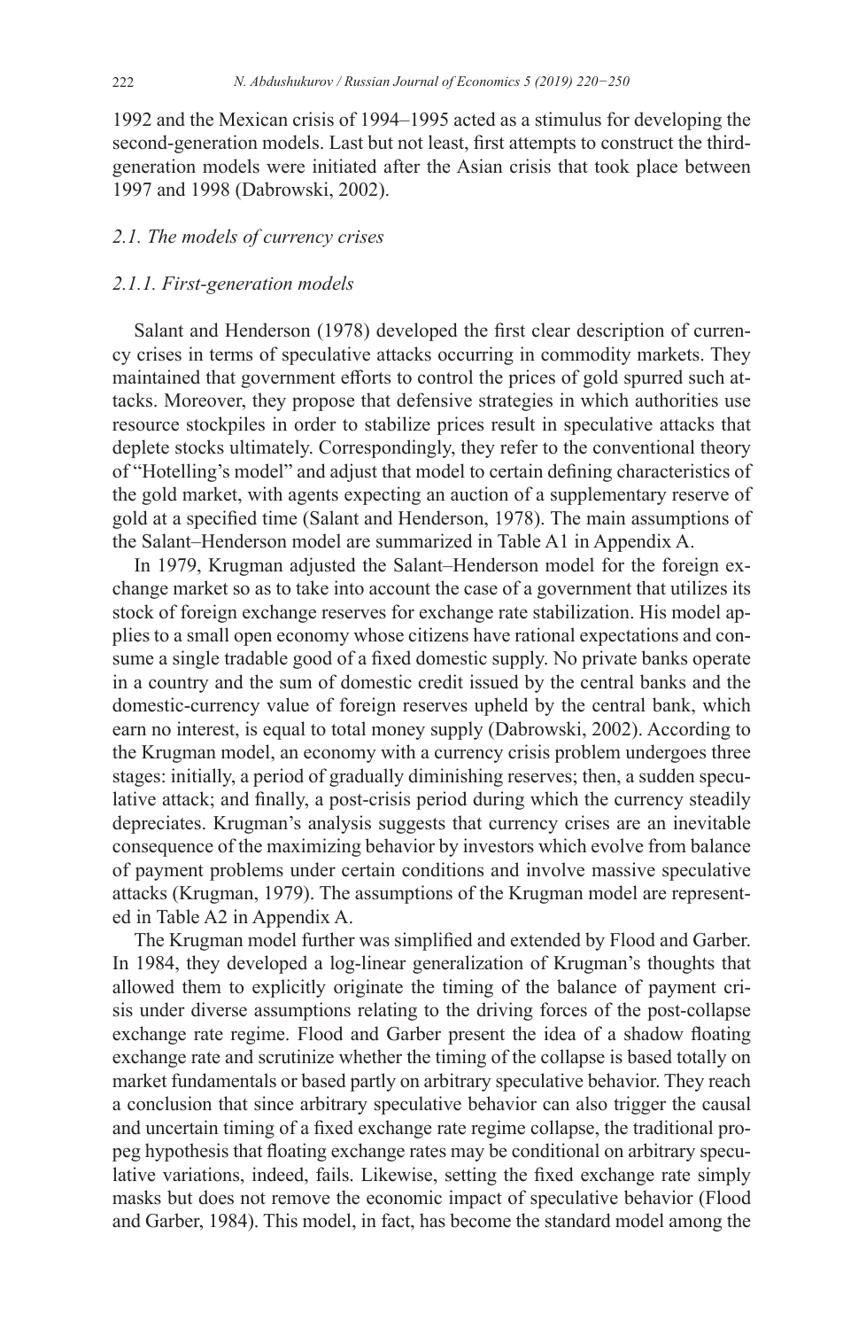1992 and the Mexican crisis of 1994–1995 acted as a stimulus for developing the second-generation models. Last but not least, first attempts to construct the third-generation models were initiated after the Asian crisis that took place between 1997 and 1998 (Dabrowski, 2002).

### *2.1. The models of currency crises*

#### *2.1.1. First-generation models*

Salant and Henderson (1978) developed the first clear description of currency crises in terms of speculative attacks occurring in commodity markets. They maintained that government efforts to control the prices of gold spurred such attacks. Moreover, they propose that defensive strategies in which authorities use resource stockpiles in order to stabilize prices result in speculative attacks that deplete stocks ultimately. Correspondingly, they refer to the conventional theory of "Hotelling's model" and adjust that model to certain defining characteristics of the gold market, with agents expecting an auction of a supplementary reserve of gold at a specified time (Salant and Henderson, 1978). The main assumptions of the Salant–Henderson model are summarized in Table A1 in Appendix A.

In 1979, Krugman adjusted the Salant–Henderson model for the foreign exchange market so as to take into account the case of a government that utilizes its stock of foreign exchange reserves for exchange rate stabilization. His model applies to a small open economy whose citizens have rational expectations and consume a single tradable good of a fixed domestic supply. No private banks operate in a country and the sum of domestic credit issued by the central banks and the domestic-currency value of foreign reserves upheld by the central bank, which earn no interest, is equal to total money supply (Dabrowski, 2002). According to the Krugman model, an economy with a currency crisis problem undergoes three stages: initially, a period of gradually diminishing reserves; then, a sudden speculative attack; and finally, a post-crisis period during which the currency steadily depreciates. Krugman's analysis suggests that currency crises are an inevitable consequence of the maximizing behavior by investors which evolve from balance of payment problems under certain conditions and involve massive speculative attacks (Krugman, 1979). The assumptions of the Krugman model are represented in Table A2 in Appendix A.

The Krugman model further was simplified and extended by Flood and Garber. In 1984, they developed a log-linear generalization of Krugman's thoughts that allowed them to explicitly originate the timing of the balance of payment crisis under diverse assumptions relating to the driving forces of the post-collapse exchange rate regime. Flood and Garber present the idea of a shadow floating exchange rate and scrutinize whether the timing of the collapse is based totally on market fundamentals or based partly on arbitrary speculative behavior. They reach a conclusion that since arbitrary speculative behavior can also trigger the causal and uncertain timing of a fixed exchange rate regime collapse, the traditional propeg hypothesis that floating exchange rates may be conditional on arbitrary speculative variations, indeed, fails. Likewise, setting the fixed exchange rate simply masks but does not remove the economic impact of speculative behavior (Flood and Garber, 1984). This model, in fact, has become the standard model among the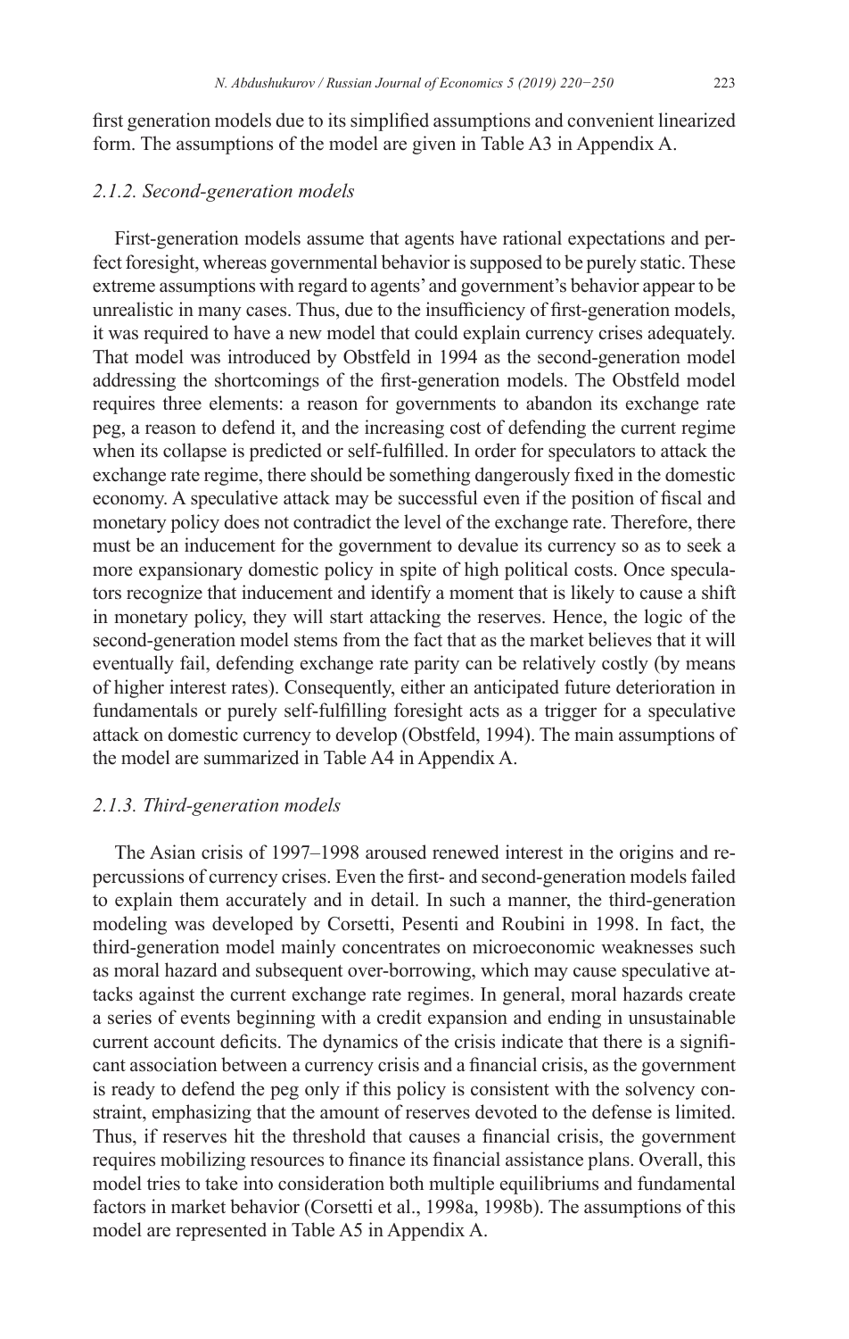first generation models due to its simplified assumptions and convenient linearized form. The assumptions of the model are given in Table A3 in Appendix A.

### *2.1.2. Second-generation models*

First-generation models assume that agents have rational expectations and perfect foresight, whereas governmental behavior is supposed to be purely static. These extreme assumptions with regard to agents' and government's behavior appear to be unrealistic in many cases. Thus, due to the insufficiency of first-generation models, it was required to have a new model that could explain currency crises adequately. That model was introduced by Obstfeld in 1994 as the second-generation model addressing the shortcomings of the first-generation models. The Obstfeld model requires three elements: a reason for governments to abandon its exchange rate peg, a reason to defend it, and the increasing cost of defending the current regime when its collapse is predicted or self-fulfilled. In order for speculators to attack the exchange rate regime, there should be something dangerously fixed in the domestic economy. A speculative attack may be successful even if the position of fiscal and monetary policy does not contradict the level of the exchange rate. Therefore, there must be an inducement for the government to devalue its currency so as to seek a more expansionary domestic policy in spite of high political costs. Once speculators recognize that inducement and identify a moment that is likely to cause a shift in monetary policy, they will start attacking the reserves. Hence, the logic of the second-generation model stems from the fact that as the market believes that it will eventually fail, defending exchange rate parity can be relatively costly (by means of higher interest rates). Consequently, either an anticipated future deterioration in fundamentals or purely self-fulfilling foresight acts as a trigger for a speculative attack on domestic currency to develop (Obstfeld, 1994). The main assumptions of the model are summarized in Table A4 in Appendix A.

### *2.1.3. Third-generation models*

The Asian crisis of 1997–1998 aroused renewed interest in the origins and repercussions of currency crises. Even the first- and second-generation models failed to explain them accurately and in detail. In such a manner, the third-generation modeling was developed by Corsetti, Pesenti and Roubini in 1998. In fact, the third-generation model mainly concentrates on microeconomic weaknesses such as moral hazard and subsequent over-borrowing, which may cause speculative attacks against the current exchange rate regimes. In general, moral hazards create a series of events beginning with a credit expansion and ending in unsustainable current account deficits. The dynamics of the crisis indicate that there is a significant association between a currency crisis and a financial crisis, as the government is ready to defend the peg only if this policy is consistent with the solvency constraint, emphasizing that the amount of reserves devoted to the defense is limited. Thus, if reserves hit the threshold that causes a financial crisis, the government requires mobilizing resources to finance its financial assistance plans. Overall, this model tries to take into consideration both multiple equilibriums and fundamental factors in market behavior (Corsetti et al., 1998a, 1998b). The assumptions of this model are represented in Table A5 in Appendix A.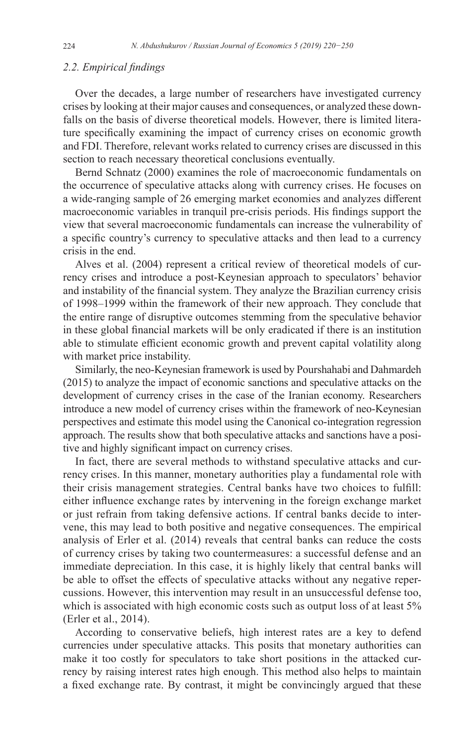### *2.2. Empirical findings*

Over the decades, a large number of researchers have investigated currency crises by looking at their major causes and consequences, or analyzed these downfalls on the basis of diverse theoretical models. However, there is limited literature specifically examining the impact of currency crises on economic growth and FDI. Therefore, relevant works related to currency crises are discussed in this section to reach necessary theoretical conclusions eventually.

Bernd Schnatz (2000) examines the role of macroeconomic fundamentals on the occurrence of speculative attacks along with currency crises. He focuses on a wide-ranging sample of 26 emerging market economies and analyzes different macroeconomic variables in tranquil pre-crisis periods. His findings support the view that several macroeconomic fundamentals can increase the vulnerability of a specific country's currency to speculative attacks and then lead to a currency crisis in the end.

Alves et al. (2004) represent a critical review of theoretical models of currency crises and introduce a post-Keynesian approach to speculators' behavior and instability of the financial system. They analyze the Brazilian currency crisis of 1998–1999 within the framework of their new approach. They conclude that the entire range of disruptive outcomes stemming from the speculative behavior in these global financial markets will be only eradicated if there is an institution able to stimulate efficient economic growth and prevent capital volatility along with market price instability.

Similarly, the neo-Keynesian framework is used by Pourshahabi and Dahmardeh (2015) to analyze the impact of economic sanctions and speculative attacks on the development of currency crises in the case of the Iranian economy. Researchers introduce a new model of currency crises within the framework of neo-Keynesian perspectives and estimate this model using the Canonical co-integration regression approach. The results show that both speculative attacks and sanctions have a positive and highly significant impact on currency crises.

In fact, there are several methods to withstand speculative attacks and currency crises. In this manner, monetary authorities play a fundamental role with their crisis management strategies. Central banks have two choices to fulfill: either influence exchange rates by intervening in the foreign exchange market or just refrain from taking defensive actions. If central banks decide to intervene, this may lead to both positive and negative consequences. The empirical analysis of Erler et al. (2014) reveals that central banks can reduce the costs of currency crises by taking two countermeasures: a successful defense and an immediate depreciation. In this case, it is highly likely that central banks will be able to offset the effects of speculative attacks without any negative repercussions. However, this intervention may result in an unsuccessful defense too, which is associated with high economic costs such as output loss of at least 5% (Erler et al., 2014).

According to conservative beliefs, high interest rates are a key to defend currencies under speculative attacks. This posits that monetary authorities can make it too costly for speculators to take short positions in the attacked currency by raising interest rates high enough. This method also helps to maintain a fixed exchange rate. By contrast, it might be convincingly argued that these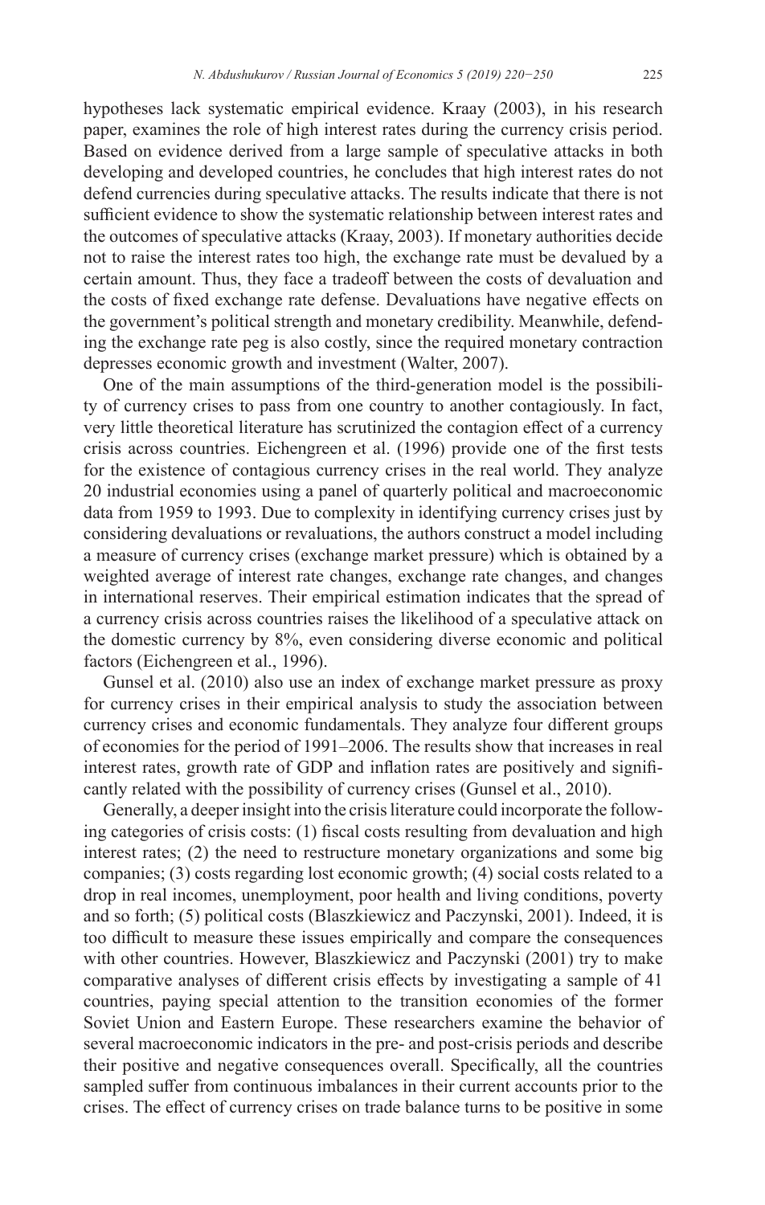hypotheses lack systematic empirical evidence. Kraay (2003), in his research paper, examines the role of high interest rates during the currency crisis period. Based on evidence derived from a large sample of speculative attacks in both developing and developed countries, he concludes that high interest rates do not defend currencies during speculative attacks. The results indicate that there is not sufficient evidence to show the systematic relationship between interest rates and the outcomes of speculative attacks (Kraay, 2003). If monetary authorities decide not to raise the interest rates too high, the exchange rate must be devalued by a certain amount. Thus, they face a tradeoff between the costs of devaluation and the costs of fixed exchange rate defense. Devaluations have negative effects on the government's political strength and monetary credibility. Meanwhile, defending the exchange rate peg is also costly, since the required monetary contraction depresses economic growth and investment (Walter, 2007).

One of the main assumptions of the third-generation model is the possibility of currency crises to pass from one country to another contagiously. In fact, very little theoretical literature has scrutinized the contagion effect of a currency crisis across countries. Eichengreen et al. (1996) provide one of the first tests for the existence of contagious currency crises in the real world. They analyze 20 industrial economies using a panel of quarterly political and macroeconomic data from 1959 to 1993. Due to complexity in identifying currency crises just by considering devaluations or revaluations, the authors construct a model including a measure of currency crises (exchange market pressure) which is obtained by a weighted average of interest rate changes, exchange rate changes, and changes in international reserves. Their empirical estimation indicates that the spread of a currency crisis across countries raises the likelihood of a speculative attack on the domestic currency by 8%, even considering diverse economic and political factors (Eichengreen et al., 1996).

Gunsel et al. (2010) also use an index of exchange market pressure as proxy for currency crises in their empirical analysis to study the association between currency crises and economic fundamentals. They analyze four different groups of economies for the period of 1991–2006. The results show that increases in real interest rates, growth rate of GDP and inflation rates are positively and significantly related with the possibility of currency crises (Gunsel et al., 2010).

Generally, a deeper insight into the crisis literature could incorporate the following categories of crisis costs: (1) fiscal costs resulting from devaluation and high interest rates; (2) the need to restructure monetary organizations and some big companies; (3) costs regarding lost economic growth; (4) social costs related to a drop in real incomes, unemployment, poor health and living conditions, poverty and so forth; (5) political costs (Blaszkiewicz and Paczynski, 2001). Indeed, it is too difficult to measure these issues empirically and compare the consequences with other countries. However, Blaszkiewicz and Paczynski (2001) try to make comparative analyses of different crisis effects by investigating a sample of 41 countries, paying special attention to the transition economies of the former Soviet Union and Eastern Europe. These researchers examine the behavior of several macroeconomic indicators in the pre- and post-crisis periods and describe their positive and negative consequences overall. Specifically, all the countries sampled suffer from continuous imbalances in their current accounts prior to the crises. The effect of currency crises on trade balance turns to be positive in some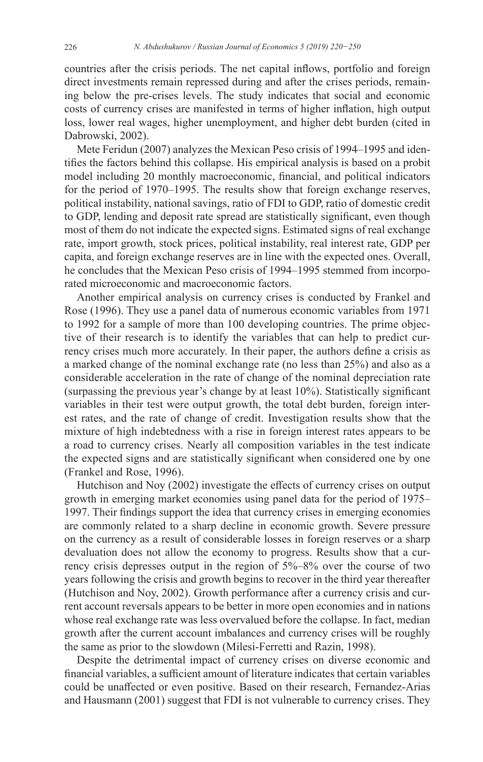countries after the crisis periods. The net capital inflows, portfolio and foreign direct investments remain repressed during and after the crises periods, remaining below the pre-crises levels. The study indicates that social and economic costs of currency crises are manifested in terms of higher inflation, high output loss, lower real wages, higher unemployment, and higher debt burden (cited in Dabrowski, 2002).

Mete Feridun (2007) analyzes the Mexican Peso crisis of 1994–1995 and identifies the factors behind this collapse. His empirical analysis is based on a probit model including 20 monthly macroeconomic, financial, and political indicators for the period of 1970–1995. The results show that foreign exchange reserves, political instability, national savings, ratio of FDI to GDP, ratio of domestic credit to GDP, lending and deposit rate spread are statistically significant, even though most of them do not indicate the expected signs. Estimated signs of real exchange rate, import growth, stock prices, political instability, real interest rate, GDP per capita, and foreign exchange reserves are in line with the expected ones. Overall, he concludes that the Mexican Peso crisis of 1994–1995 stemmed from incorporated microeconomic and macroeconomic factors.

Another empirical analysis on currency crises is conducted by Frankel and Rose (1996). They use a panel data of numerous economic variables from 1971 to 1992 for a sample of more than 100 developing countries. The prime objective of their research is to identify the variables that can help to predict currency crises much more accurately. In their paper, the authors define a crisis as a marked change of the nominal exchange rate (no less than 25%) and also as a considerable acceleration in the rate of change of the nominal depreciation rate (surpassing the previous year's change by at least 10%). Statistically significant variables in their test were output growth, the total debt burden, foreign interest rates, and the rate of change of credit. Investigation results show that the mixture of high indebtedness with a rise in foreign interest rates appears to be a road to currency crises. Nearly all composition variables in the test indicate the expected signs and are statistically significant when considered one by one (Frankel and Rose, 1996).

Hutchison and Noy (2002) investigate the effects of currency crises on output growth in emerging market economies using panel data for the period of 1975–1997. Their findings support the idea that currency crises in emerging economies are commonly related to a sharp decline in economic growth. Severe pressure on the currency as a result of considerable losses in foreign reserves or a sharp devaluation does not allow the economy to progress. Results show that a currency crisis depresses output in the region of 5%–8% over the course of two years following the crisis and growth begins to recover in the third year thereafter (Hutchison and Noy, 2002). Growth performance after a currency crisis and current account reversals appears to be better in more open economies and in nations whose real exchange rate was less overvalued before the collapse. In fact, median growth after the current account imbalances and currency crises will be roughly the same as prior to the slowdown (Milesi-Ferretti and Razin, 1998).

Despite the detrimental impact of currency crises on diverse economic and financial variables, a sufficient amount of literature indicates that certain variables could be unaffected or even positive. Based on their research, Fernandez-Arias and Hausmann (2001) suggest that FDI is not vulnerable to currency crises. They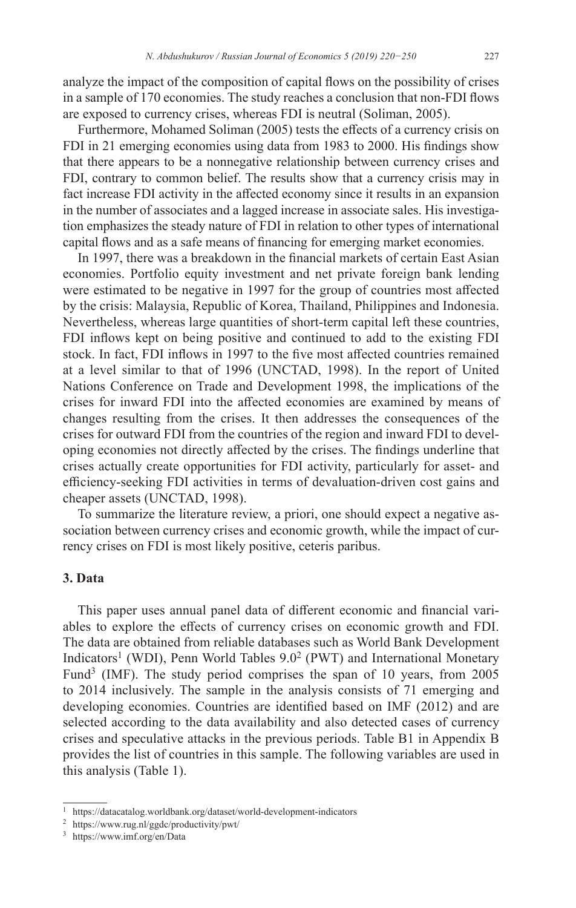analyze the impact of the composition of capital flows on the possibility of crises in a sample of 170 economies. The study reaches a conclusion that non-FDI flows are exposed to currency crises, whereas FDI is neutral (Soliman, 2005).

Furthermore, Mohamed Soliman (2005) tests the effects of a currency crisis on FDI in 21 emerging economies using data from 1983 to 2000. His findings show that there appears to be a nonnegative relationship between currency crises and FDI, contrary to common belief. The results show that a currency crisis may in fact increase FDI activity in the affected economy since it results in an expansion in the number of associates and a lagged increase in associate sales. His investigation emphasizes the steady nature of FDI in relation to other types of international capital flows and as a safe means of financing for emerging market economies.

In 1997, there was a breakdown in the financial markets of certain East Asian economies. Portfolio equity investment and net private foreign bank lending were estimated to be negative in 1997 for the group of countries most affected by the crisis: Malaysia, Republic of Korea, Thailand, Philippines and Indonesia. Nevertheless, whereas large quantities of short-term capital left these countries, FDI inflows kept on being positive and continued to add to the existing FDI stock. In fact, FDI inflows in 1997 to the five most affected countries remained at a level similar to that of 1996 (UNCTAD, 1998). In the report of United Nations Conference on Trade and Development 1998, the implications of the crises for inward FDI into the affected economies are examined by means of changes resulting from the crises. It then addresses the consequences of the crises for outward FDI from the countries of the region and inward FDI to developing economies not directly affected by the crises. The findings underline that crises actually create opportunities for FDI activity, particularly for asset- and efficiency-seeking FDI activities in terms of devaluation-driven cost gains and cheaper assets (UNCTAD, 1998).

To summarize the literature review, a priori, one should expect a negative association between currency crises and economic growth, while the impact of currency crises on FDI is most likely positive, ceteris paribus.

## 3. Data

This paper uses annual panel data of different economic and financial variables to explore the effects of currency crises on economic growth and FDI. The data are obtained from reliable databases such as World Bank Development Indicators[1] (WDI), Penn World Tables 9.0[2] (PWT) and International Monetary Fund[3] (IMF). The study period comprises the span of 10 years, from 2005 to 2014 inclusively. The sample in the analysis consists of 71 emerging and developing economies. Countries are identified based on IMF (2012) and are selected according to the data availability and also detected cases of currency crises and speculative attacks in the previous periods. Table B1 in Appendix B provides the list of countries in this sample. The following variables are used in this analysis (Table 1).

[1] https://datacatalog.worldbank.org/dataset/world-development-indicators

[2] https://www.rug.nl/ggdc/productivity/pwt/

[3] https://www.imf.org/en/Data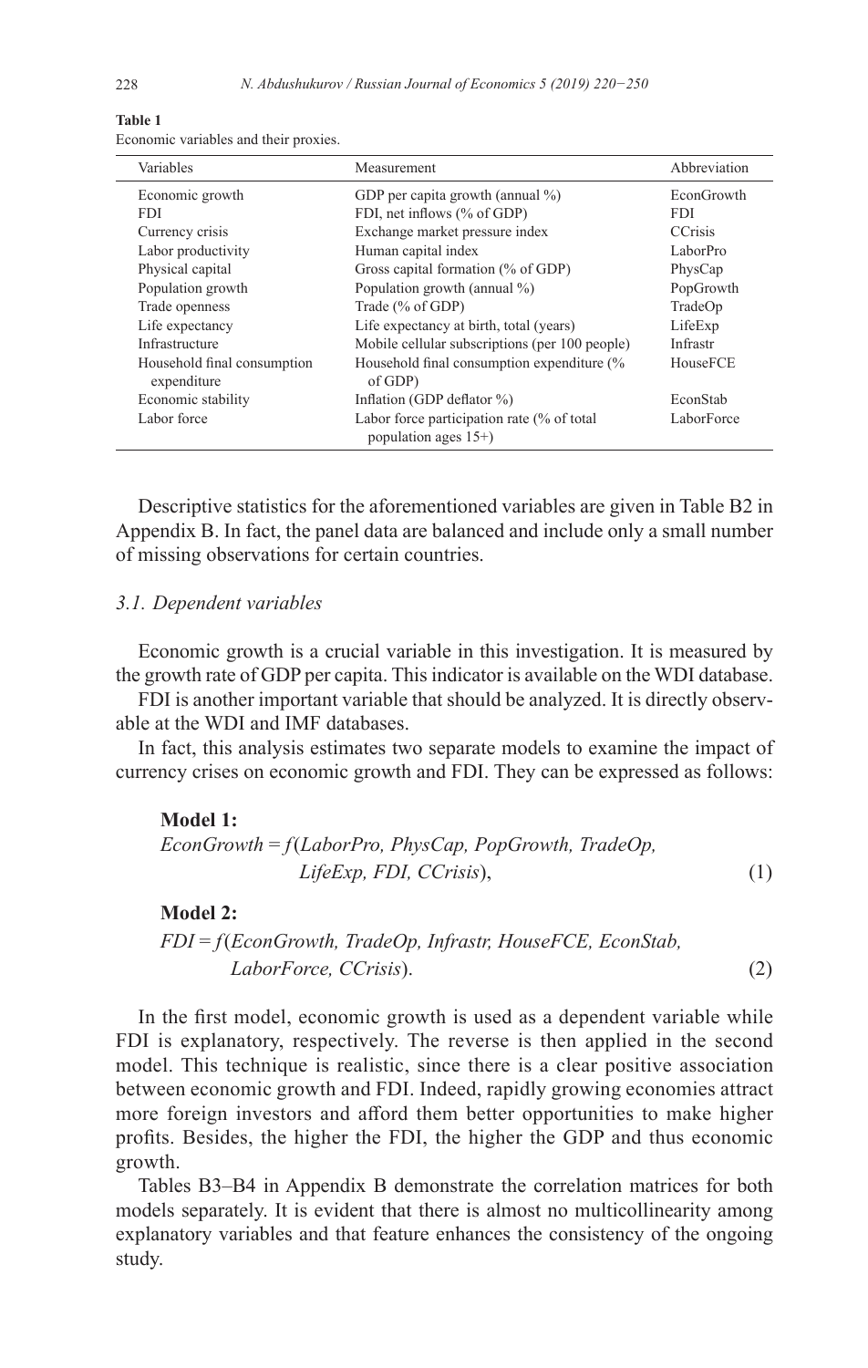**Table 1**
Economic variables and their proxies.

| Variables | Measurement | Abbreviation |
|---|---|---|
| Economic growth | GDP per capita growth (annual %) | EconGrowth |
| FDI | FDI, net inflows (% of GDP) | FDI |
| Currency crisis | Exchange market pressure index | CCrisis |
| Labor productivity | Human capital index | LaborPro |
| Physical capital | Gross capital formation (% of GDP) | PhysCap |
| Population growth | Population growth (annual %) | PopGrowth |
| Trade openness | Trade (% of GDP) | TradeOp |
| Life expectancy | Life expectancy at birth, total (years) | LifeExp |
| Infrastructure | Mobile cellular subscriptions (per 100 people) | Infrastr |
| Household final consumption expenditure | Household final consumption expenditure (% of GDP) | HouseFCE |
| Economic stability | Inflation (GDP deflator %) | EconStab |
| Labor force | Labor force participation rate (% of total population ages 15+) | LaborForce |

Descriptive statistics for the aforementioned variables are given in Table B2 in Appendix B. In fact, the panel data are balanced and include only a small number of missing observations for certain countries.

### *3.1. Dependent variables*

Economic growth is a crucial variable in this investigation. It is measured by the growth rate of GDP per capita. This indicator is available on the WDI database.

FDI is another important variable that should be analyzed. It is directly observable at the WDI and IMF databases.

In fact, this analysis estimates two separate models to examine the impact of currency crises on economic growth and FDI. They can be expressed as follows:

**Model 1:**

$$EconGrowth = f(LaborPro, PhysCap, PopGrowth, TradeOp, LifeExp, FDI, CCrisis), \tag{1}$$

**Model 2:**

$$FDI = f(EconGrowth, TradeOp, Infrastr, HouseFCE, EconStab, LaborForce, CCrisis). \tag{2}$$

In the first model, economic growth is used as a dependent variable while FDI is explanatory, respectively. The reverse is then applied in the second model. This technique is realistic, since there is a clear positive association between economic growth and FDI. Indeed, rapidly growing economies attract more foreign investors and afford them better opportunities to make higher profits. Besides, the higher the FDI, the higher the GDP and thus economic growth.

Tables B3–B4 in Appendix B demonstrate the correlation matrices for both models separately. It is evident that there is almost no multicollinearity among explanatory variables and that feature enhances the consistency of the ongoing study.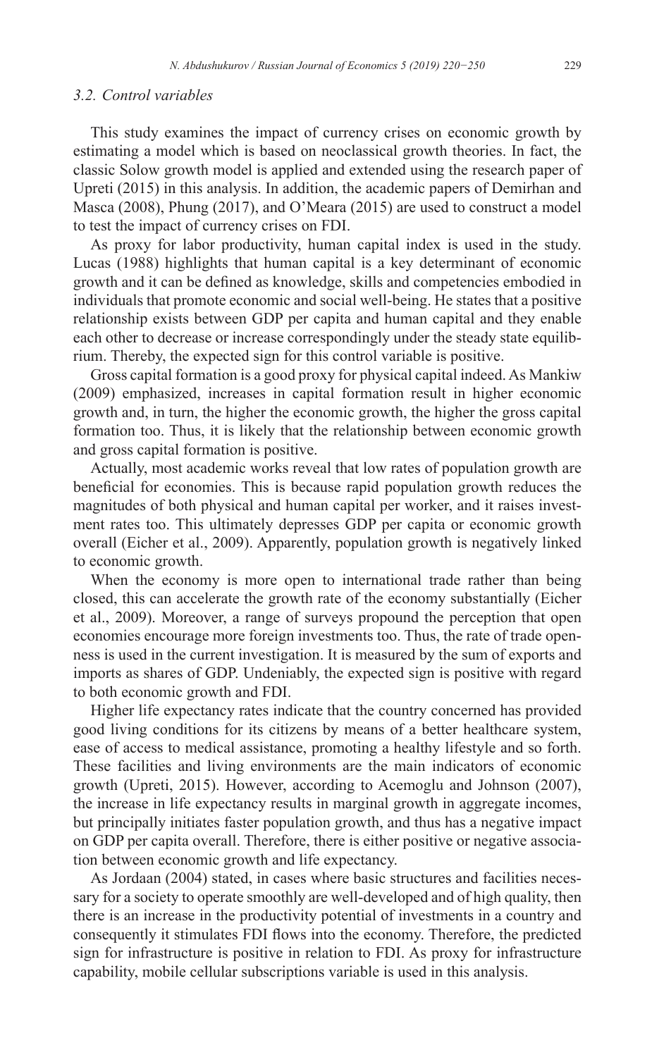### 3.2. Control variables

This study examines the impact of currency crises on economic growth by estimating a model which is based on neoclassical growth theories. In fact, the classic Solow growth model is applied and extended using the research paper of Upreti (2015) in this analysis. In addition, the academic papers of Demirhan and Masca (2008), Phung (2017), and O'Meara (2015) are used to construct a model to test the impact of currency crises on FDI.

As proxy for labor productivity, human capital index is used in the study. Lucas (1988) highlights that human capital is a key determinant of economic growth and it can be defined as knowledge, skills and competencies embodied in individuals that promote economic and social well-being. He states that a positive relationship exists between GDP per capita and human capital and they enable each other to decrease or increase correspondingly under the steady state equilibrium. Thereby, the expected sign for this control variable is positive.

Gross capital formation is a good proxy for physical capital indeed. As Mankiw (2009) emphasized, increases in capital formation result in higher economic growth and, in turn, the higher the economic growth, the higher the gross capital formation too. Thus, it is likely that the relationship between economic growth and gross capital formation is positive.

Actually, most academic works reveal that low rates of population growth are beneficial for economies. This is because rapid population growth reduces the magnitudes of both physical and human capital per worker, and it raises investment rates too. This ultimately depresses GDP per capita or economic growth overall (Eicher et al., 2009). Apparently, population growth is negatively linked to economic growth.

When the economy is more open to international trade rather than being closed, this can accelerate the growth rate of the economy substantially (Eicher et al., 2009). Moreover, a range of surveys propound the perception that open economies encourage more foreign investments too. Thus, the rate of trade openness is used in the current investigation. It is measured by the sum of exports and imports as shares of GDP. Undeniably, the expected sign is positive with regard to both economic growth and FDI.

Higher life expectancy rates indicate that the country concerned has provided good living conditions for its citizens by means of a better healthcare system, ease of access to medical assistance, promoting a healthy lifestyle and so forth. These facilities and living environments are the main indicators of economic growth (Upreti, 2015). However, according to Acemoglu and Johnson (2007), the increase in life expectancy results in marginal growth in aggregate incomes, but principally initiates faster population growth, and thus has a negative impact on GDP per capita overall. Therefore, there is either positive or negative association between economic growth and life expectancy.

As Jordaan (2004) stated, in cases where basic structures and facilities necessary for a society to operate smoothly are well-developed and of high quality, then there is an increase in the productivity potential of investments in a country and consequently it stimulates FDI flows into the economy. Therefore, the predicted sign for infrastructure is positive in relation to FDI. As proxy for infrastructure capability, mobile cellular subscriptions variable is used in this analysis.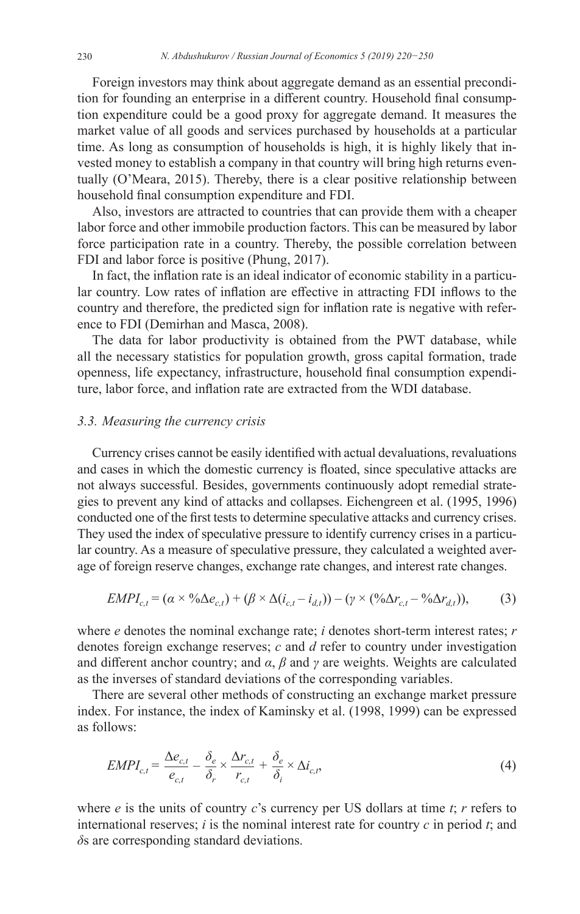Foreign investors may think about aggregate demand as an essential precondition for founding an enterprise in a different country. Household final consumption expenditure could be a good proxy for aggregate demand. It measures the market value of all goods and services purchased by households at a particular time. As long as consumption of households is high, it is highly likely that invested money to establish a company in that country will bring high returns eventually (O'Meara, 2015). Thereby, there is a clear positive relationship between household final consumption expenditure and FDI.

Also, investors are attracted to countries that can provide them with a cheaper labor force and other immobile production factors. This can be measured by labor force participation rate in a country. Thereby, the possible correlation between FDI and labor force is positive (Phung, 2017).

In fact, the inflation rate is an ideal indicator of economic stability in a particular country. Low rates of inflation are effective in attracting FDI inflows to the country and therefore, the predicted sign for inflation rate is negative with reference to FDI (Demirhan and Masca, 2008).

The data for labor productivity is obtained from the PWT database, while all the necessary statistics for population growth, gross capital formation, trade openness, life expectancy, infrastructure, household final consumption expenditure, labor force, and inflation rate are extracted from the WDI database.

### 3.3. Measuring the currency crisis

Currency crises cannot be easily identified with actual devaluations, revaluations and cases in which the domestic currency is floated, since speculative attacks are not always successful. Besides, governments continuously adopt remedial strategies to prevent any kind of attacks and collapses. Eichengreen et al. (1995, 1996) conducted one of the first tests to determine speculative attacks and currency crises. They used the index of speculative pressure to identify currency crises in a particular country. As a measure of speculative pressure, they calculated a weighted average of foreign reserve changes, exchange rate changes, and interest rate changes.

$$EMPI_{c,t} = (\alpha \times \%\Delta e_{c,t}) + (\beta \times \Delta(i_{c,t} - i_{d,t})) - (\gamma \times (\%\Delta r_{c,t} - \%\Delta r_{d,t})), \tag{3}$$

where $e$ denotes the nominal exchange rate; $i$ denotes short-term interest rates; $r$ denotes foreign exchange reserves; $c$ and $d$ refer to country under investigation and different anchor country; and $\alpha$, $\beta$ and $\gamma$ are weights. Weights are calculated as the inverses of standard deviations of the corresponding variables.

There are several other methods of constructing an exchange market pressure index. For instance, the index of Kaminsky et al. (1998, 1999) can be expressed as follows:

$$EMPI_{c,t} = \frac{\Delta e_{c,t}}{e_{c,t}} - \frac{\delta_e}{\delta_r} \times \frac{\Delta r_{c,t}}{r_{c,t}} + \frac{\delta_e}{\delta_i} \times \Delta i_{c,t}, \tag{4}$$

where $e$ is the units of country $c$'s currency per US dollars at time $t$; $r$ refers to international reserves; $i$ is the nominal interest rate for country $c$ in period $t$; and $\delta$s are corresponding standard deviations.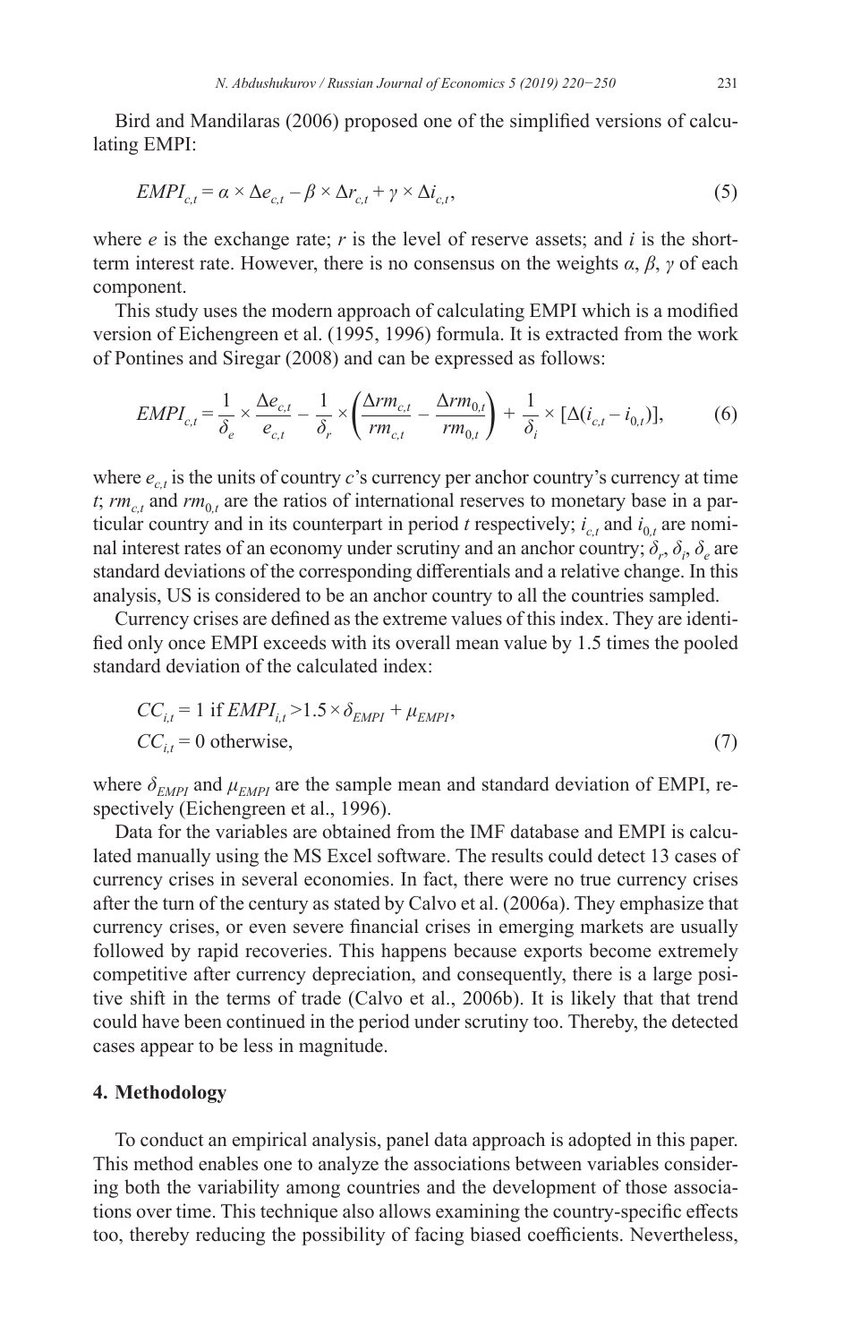Bird and Mandilaras (2006) proposed one of the simplified versions of calculating EMPI:

$$EMPI_{c,t} = \alpha \times \Delta e_{c,t} - \beta \times \Delta r_{c,t} + \gamma \times \Delta i_{c,t}, \tag{5}$$

where $e$ is the exchange rate; $r$ is the level of reserve assets; and $i$ is the short-term interest rate. However, there is no consensus on the weights $\alpha$, $\beta$, $\gamma$ of each component.

This study uses the modern approach of calculating EMPI which is a modified version of Eichengreen et al. (1995, 1996) formula. It is extracted from the work of Pontines and Siregar (2008) and can be expressed as follows:

$$EMPI_{c,t} = \frac{1}{\delta_e} \times \frac{\Delta e_{c,t}}{e_{c,t}} - \frac{1}{\delta_r} \times \left( \frac{\Delta rm_{c,t}}{rm_{c,t}} - \frac{\Delta rm_{0,t}}{rm_{0,t}} \right) + \frac{1}{\delta_i} \times [\Delta(i_{c,t} - i_{0,t})], \tag{6}$$

where $e_{c,t}$ is the units of country $c$'s currency per anchor country's currency at time $t$; $rm_{c,t}$ and $rm_{0,t}$ are the ratios of international reserves to monetary base in a particular country and in its counterpart in period $t$ respectively; $i_{c,t}$ and $i_{0,t}$ are nominal interest rates of an economy under scrutiny and an anchor country; $\delta_r$, $\delta_i$, $\delta_e$ are standard deviations of the corresponding differentials and a relative change. In this analysis, US is considered to be an anchor country to all the countries sampled.

Currency crises are defined as the extreme values of this index. They are identified only once EMPI exceeds with its overall mean value by 1.5 times the pooled standard deviation of the calculated index:

$$\begin{aligned} &CC_{i,t} = 1 \text{ if } EMPI_{i,t} > 1.5 \times \delta_{EMPI} + \mu_{EMPI}, \\ &CC_{i,t} = 0 \text{ otherwise}, \end{aligned} \tag{7}$$

where $\delta_{EMPI}$ and $\mu_{EMPI}$ are the sample mean and standard deviation of EMPI, respectively (Eichengreen et al., 1996).

Data for the variables are obtained from the IMF database and EMPI is calculated manually using the MS Excel software. The results could detect 13 cases of currency crises in several economies. In fact, there were no true currency crises after the turn of the century as stated by Calvo et al. (2006a). They emphasize that currency crises, or even severe financial crises in emerging markets are usually followed by rapid recoveries. This happens because exports become extremely competitive after currency depreciation, and consequently, there is a large positive shift in the terms of trade (Calvo et al., 2006b). It is likely that that trend could have been continued in the period under scrutiny too. Thereby, the detected cases appear to be less in magnitude.

## 4. Methodology

To conduct an empirical analysis, panel data approach is adopted in this paper. This method enables one to analyze the associations between variables considering both the variability among countries and the development of those associations over time. This technique also allows examining the country-specific effects too, thereby reducing the possibility of facing biased coefficients. Nevertheless,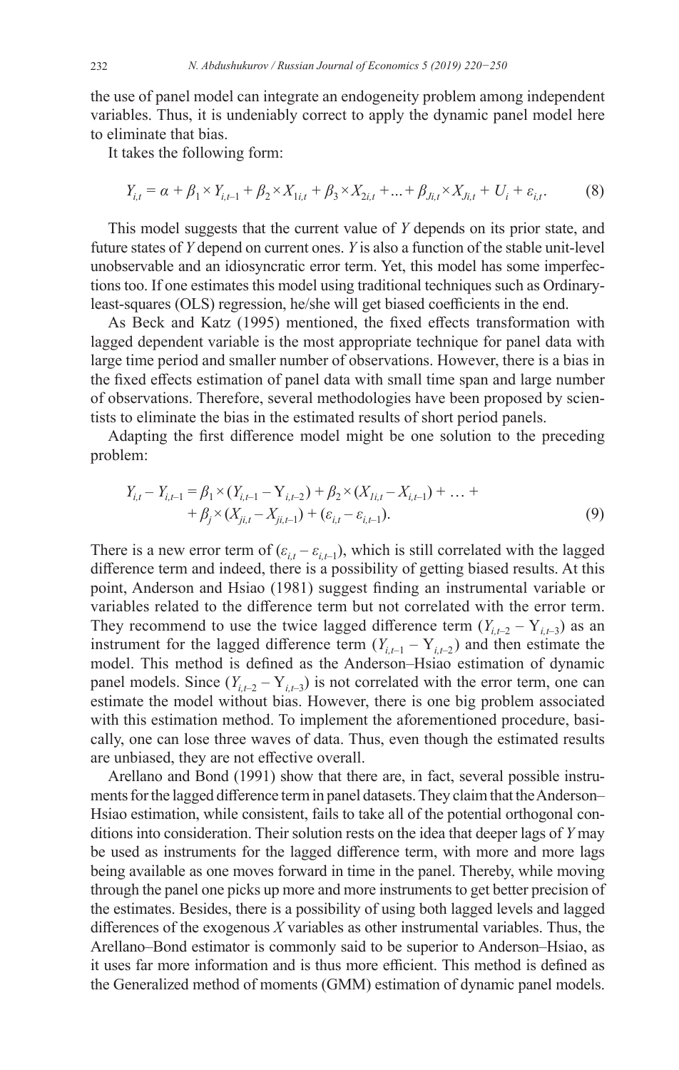the use of panel model can integrate an endogeneity problem among independent variables. Thus, it is undeniably correct to apply the dynamic panel model here to eliminate that bias.

It takes the following form:

$$Y_{i,t} = \alpha + \beta_1 \times Y_{i,t-1} + \beta_2 \times X_{1i,t} + \beta_3 \times X_{2i,t} + ... + \beta_{Ji,t} \times X_{Ji,t} + U_i + \varepsilon_{i,t}. \tag{8}$$

This model suggests that the current value of $Y$ depends on its prior state, and future states of $Y$ depend on current ones. $Y$ is also a function of the stable unit-level unobservable and an idiosyncratic error term. Yet, this model has some imperfections too. If one estimates this model using traditional techniques such as Ordinary-least-squares (OLS) regression, he/she will get biased coefficients in the end.

As Beck and Katz (1995) mentioned, the fixed effects transformation with lagged dependent variable is the most appropriate technique for panel data with large time period and smaller number of observations. However, there is a bias in the fixed effects estimation of panel data with small time span and large number of observations. Therefore, several methodologies have been proposed by scientists to eliminate the bias in the estimated results of short period panels.

Adapting the first difference model might be one solution to the preceding problem:

$$\begin{aligned} Y_{i,t} - Y_{i,t-1} = {} & \beta_1 \times (Y_{i,t-1} - Y_{i,t-2}) + \beta_2 \times (X_{1i,t} - X_{i,t-1}) + \ldots + \\ & + \beta_j \times (X_{ji,t} - X_{ji,t-1}) + (\varepsilon_{i,t} - \varepsilon_{i,t-1}). \end{aligned} \tag{9}$$

There is a new error term of $(\varepsilon_{i,t} - \varepsilon_{i,t-1})$, which is still correlated with the lagged difference term and indeed, there is a possibility of getting biased results. At this point, Anderson and Hsiao (1981) suggest finding an instrumental variable or variables related to the difference term but not correlated with the error term. They recommend to use the twice lagged difference term $(Y_{i,t-2} - Y_{i,t-3})$ as an instrument for the lagged difference term $(Y_{i,t-1} - Y_{i,t-2})$ and then estimate the model. This method is defined as the Anderson–Hsiao estimation of dynamic panel models. Since $(Y_{i,t-2} - Y_{i,t-3})$ is not correlated with the error term, one can estimate the model without bias. However, there is one big problem associated with this estimation method. To implement the aforementioned procedure, basically, one can lose three waves of data. Thus, even though the estimated results are unbiased, they are not effective overall.

Arellano and Bond (1991) show that there are, in fact, several possible instruments for the lagged difference term in panel datasets. They claim that the Anderson–Hsiao estimation, while consistent, fails to take all of the potential orthogonal conditions into consideration. Their solution rests on the idea that deeper lags of $Y$ may be used as instruments for the lagged difference term, with more and more lags being available as one moves forward in time in the panel. Thereby, while moving through the panel one picks up more and more instruments to get better precision of the estimates. Besides, there is a possibility of using both lagged levels and lagged differences of the exogenous $X$ variables as other instrumental variables. Thus, the Arellano–Bond estimator is commonly said to be superior to Anderson–Hsiao, as it uses far more information and is thus more efficient. This method is defined as the Generalized method of moments (GMM) estimation of dynamic panel models.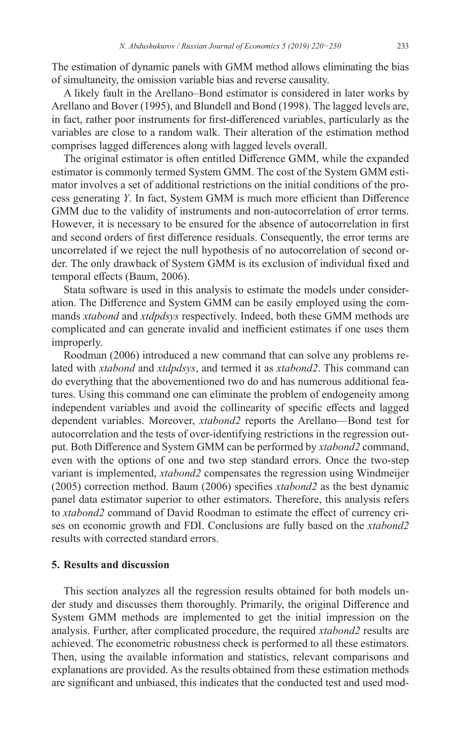The estimation of dynamic panels with GMM method allows eliminating the bias of simultaneity, the omission variable bias and reverse causality.

A likely fault in the Arellano–Bond estimator is considered in later works by Arellano and Bover (1995), and Blundell and Bond (1998). The lagged levels are, in fact, rather poor instruments for first-differenced variables, particularly as the variables are close to a random walk. Their alteration of the estimation method comprises lagged differences along with lagged levels overall.

The original estimator is often entitled Difference GMM, while the expanded estimator is commonly termed System GMM. The cost of the System GMM estimator involves a set of additional restrictions on the initial conditions of the process generating *Y*. In fact, System GMM is much more efficient than Difference GMM due to the validity of instruments and non-autocorrelation of error terms. However, it is necessary to be ensured for the absence of autocorrelation in first and second orders of first difference residuals. Consequently, the error terms are uncorrelated if we reject the null hypothesis of no autocorrelation of second order. The only drawback of System GMM is its exclusion of individual fixed and temporal effects (Baum, 2006).

Stata software is used in this analysis to estimate the models under consideration. The Difference and System GMM can be easily employed using the commands *xtabond* and *xtdpdsys* respectively. Indeed, both these GMM methods are complicated and can generate invalid and inefficient estimates if one uses them improperly.

Roodman (2006) introduced a new command that can solve any problems related with *xtabond* and *xtdpdsys*, and termed it as *xtabond2*. This command can do everything that the abovementioned two do and has numerous additional features. Using this command one can eliminate the problem of endogeneity among independent variables and avoid the collinearity of specific effects and lagged dependent variables. Moreover, *xtabond2* reports the Arellano—Bond test for autocorrelation and the tests of over-identifying restrictions in the regression output. Both Difference and System GMM can be performed by *xtabond2* command, even with the options of one and two step standard errors. Once the two-step variant is implemented, *xtabond2* compensates the regression using Windmeijer (2005) correction method. Baum (2006) specifies *xtabond2* as the best dynamic panel data estimator superior to other estimators. Therefore, this analysis refers to *xtabond2* command of David Roodman to estimate the effect of currency crises on economic growth and FDI. Conclusions are fully based on the *xtabond2* results with corrected standard errors.

## 5. Results and discussion

This section analyzes all the regression results obtained for both models under study and discusses them thoroughly. Primarily, the original Difference and System GMM methods are implemented to get the initial impression on the analysis. Further, after complicated procedure, the required *xtabond2* results are achieved. The econometric robustness check is performed to all these estimators. Then, using the available information and statistics, relevant comparisons and explanations are provided. As the results obtained from these estimation methods are significant and unbiased, this indicates that the conducted test and used mod-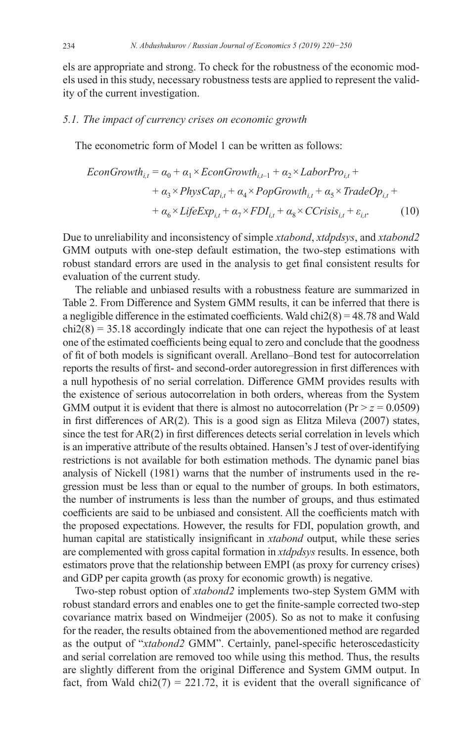els are appropriate and strong. To check for the robustness of the economic models used in this study, necessary robustness tests are applied to represent the validity of the current investigation.

### 5.1. The impact of currency crises on economic growth

The econometric form of Model 1 can be written as follows:

$$EconGrowth_{i,t} = \alpha_0 + \alpha_1 \times EconGrowth_{i,t-1} + \alpha_2 \times LaborPro_{i,t} + \alpha_3 \times PhysCap_{i,t} + \alpha_4 \times PopGrowth_{i,t} + \alpha_5 \times TradeOp_{i,t} + \alpha_6 \times LifeExp_{i,t} + \alpha_7 \times FDI_{i,t} + \alpha_8 \times CCrisis_{i,t} + \varepsilon_{i,t}. \quad (10)$$

Due to unreliability and inconsistency of simple *xtabond*, *xtdpdsys*, and *xtabond2* GMM outputs with one-step default estimation, the two-step estimations with robust standard errors are used in the analysis to get final consistent results for evaluation of the current study.

The reliable and unbiased results with a robustness feature are summarized in Table 2. From Difference and System GMM results, it can be inferred that there is a negligible difference in the estimated coefficients. Wald chi2(8) = 48.78 and Wald chi2(8) = 35.18 accordingly indicate that one can reject the hypothesis of at least one of the estimated coefficients being equal to zero and conclude that the goodness of fit of both models is significant overall. Arellano–Bond test for autocorrelation reports the results of first- and second-order autoregression in first differences with a null hypothesis of no serial correlation. Difference GMM provides results with the existence of serious autocorrelation in both orders, whereas from the System GMM output it is evident that there is almost no autocorrelation ($\Pr > z = 0.0509$) in first differences of AR(2). This is a good sign as Elitza Mileva (2007) states, since the test for AR(2) in first differences detects serial correlation in levels which is an imperative attribute of the results obtained. Hansen's J test of over-identifying restrictions is not available for both estimation methods. The dynamic panel bias analysis of Nickell (1981) warns that the number of instruments used in the regression must be less than or equal to the number of groups. In both estimators, the number of instruments is less than the number of groups, and thus estimated coefficients are said to be unbiased and consistent. All the coefficients match with the proposed expectations. However, the results for FDI, population growth, and human capital are statistically insignificant in *xtabond* output, while these series are complemented with gross capital formation in *xtdpdsys* results. In essence, both estimators prove that the relationship between EMPI (as proxy for currency crises) and GDP per capita growth (as proxy for economic growth) is negative.

Two-step robust option of *xtabond2* implements two-step System GMM with robust standard errors and enables one to get the finite-sample corrected two-step covariance matrix based on Windmeijer (2005). So as not to make it confusing for the reader, the results obtained from the abovementioned method are regarded as the output of "*xtabond2* GMM". Certainly, panel-specific heteroscedasticity and serial correlation are removed too while using this method. Thus, the results are slightly different from the original Difference and System GMM output. In fact, from Wald chi2(7) = 221.72, it is evident that the overall significance of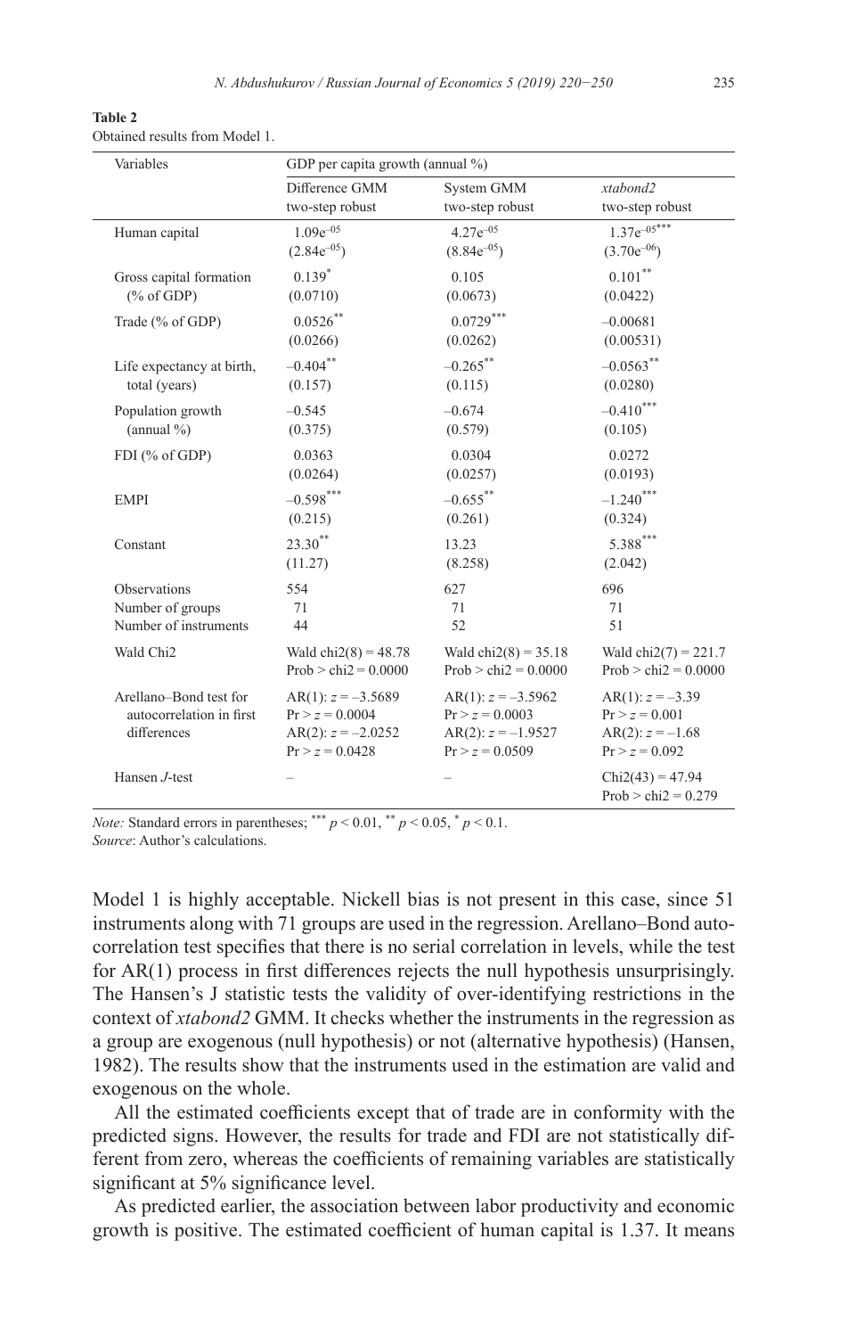**Table 2**

Obtained results from Model 1.

| Variables | GDP per capita growth (annual %) | | |
|---|---|---|---|
| | Difference GMM two-step robust | System GMM two-step robust | *xtabond2* two-step robust |
| Human capital | $1.09e^{-05}$ | $4.27e^{-05}$ | $1.37e^{-05***}$ |
| | $(2.84e^{-05})$ | $(8.84e^{-05})$ | $(3.70e^{-06})$ |
| Gross capital formation (% of GDP) | $0.139^{*}$ | 0.105 | $0.101^{**}$ |
| | (0.0710) | (0.0673) | (0.0422) |
| Trade (% of GDP) | $0.0526^{**}$ | $0.0729^{***}$ | –0.00681 |
| | (0.0266) | (0.0262) | (0.00531) |
| Life expectancy at birth, total (years) | $-0.404^{**}$ | $-0.265^{**}$ | $-0.0563^{**}$ |
| | (0.157) | (0.115) | (0.0280) |
| Population growth (annual %) | –0.545 | –0.674 | $-0.410^{***}$ |
| | (0.375) | (0.579) | (0.105) |
| FDI (% of GDP) | 0.0363 | 0.0304 | 0.0272 |
| | (0.0264) | (0.0257) | (0.0193) |
| EMPI | $-0.598^{***}$ | $-0.655^{**}$ | $-1.240^{***}$ |
| | (0.215) | (0.261) | (0.324) |
| Constant | $23.30^{**}$ | 13.23 | $5.388^{***}$ |
| | (11.27) | (8.258) | (2.042) |
| Observations | 554 | 627 | 696 |
| Number of groups | 71 | 71 | 71 |
| Number of instruments | 44 | 52 | 51 |
| Wald Chi2 | Wald chi2(8) = 48.78 Prob > chi2 = 0.0000 | Wald chi2(8) = 35.18 Prob > chi2 = 0.0000 | Wald chi2(7) = 221.7 Prob > chi2 = 0.0000 |
| Arellano–Bond test for autocorrelation in first differences | AR(1): $z = -3.5689$ $\Pr > z = 0.0004$ AR(2): $z = -2.0252$ $\Pr > z = 0.0428$ | AR(1): $z = -3.5962$ $\Pr > z = 0.0003$ AR(2): $z = -1.9527$ $\Pr > z = 0.0509$ | AR(1): $z = -3.39$ $\Pr > z = 0.001$ AR(2): $z = -1.68$ $\Pr > z = 0.092$ |
| Hansen *J*-test | – | – | Chi2(43) = 47.94 Prob > chi2 = 0.279 |

*Note:* Standard errors in parentheses; $^{***}$ $p < 0.01$, $^{**}$ $p < 0.05$, $^{*}$ $p < 0.1$.

*Source*: Author's calculations.

Model 1 is highly acceptable. Nickell bias is not present in this case, since 51 instruments along with 71 groups are used in the regression. Arellano–Bond autocorrelation test specifies that there is no serial correlation in levels, while the test for AR(1) process in first differences rejects the null hypothesis unsurprisingly. The Hansen's J statistic tests the validity of over-identifying restrictions in the context of *xtabond2* GMM. It checks whether the instruments in the regression as a group are exogenous (null hypothesis) or not (alternative hypothesis) (Hansen, 1982). The results show that the instruments used in the estimation are valid and exogenous on the whole.

All the estimated coefficients except that of trade are in conformity with the predicted signs. However, the results for trade and FDI are not statistically different from zero, whereas the coefficients of remaining variables are statistically significant at 5% significance level.

As predicted earlier, the association between labor productivity and economic growth is positive. The estimated coefficient of human capital is 1.37. It means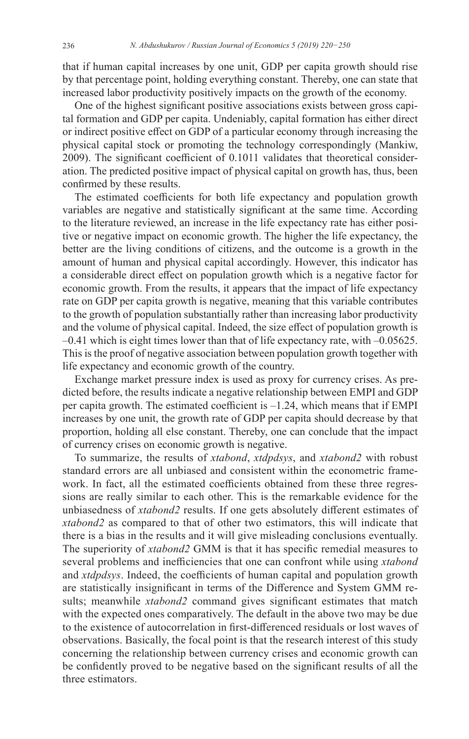that if human capital increases by one unit, GDP per capita growth should rise by that percentage point, holding everything constant. Thereby, one can state that increased labor productivity positively impacts on the growth of the economy.

One of the highest significant positive associations exists between gross capital formation and GDP per capita. Undeniably, capital formation has either direct or indirect positive effect on GDP of a particular economy through increasing the physical capital stock or promoting the technology correspondingly (Mankiw, 2009). The significant coefficient of 0.1011 validates that theoretical consideration. The predicted positive impact of physical capital on growth has, thus, been confirmed by these results.

The estimated coefficients for both life expectancy and population growth variables are negative and statistically significant at the same time. According to the literature reviewed, an increase in the life expectancy rate has either positive or negative impact on economic growth. The higher the life expectancy, the better are the living conditions of citizens, and the outcome is a growth in the amount of human and physical capital accordingly. However, this indicator has a considerable direct effect on population growth which is a negative factor for economic growth. From the results, it appears that the impact of life expectancy rate on GDP per capita growth is negative, meaning that this variable contributes to the growth of population substantially rather than increasing labor productivity and the volume of physical capital. Indeed, the size effect of population growth is –0.41 which is eight times lower than that of life expectancy rate, with –0.05625. This is the proof of negative association between population growth together with life expectancy and economic growth of the country.

Exchange market pressure index is used as proxy for currency crises. As predicted before, the results indicate a negative relationship between EMPI and GDP per capita growth. The estimated coefficient is –1.24, which means that if EMPI increases by one unit, the growth rate of GDP per capita should decrease by that proportion, holding all else constant. Thereby, one can conclude that the impact of currency crises on economic growth is negative.

To summarize, the results of *xtabond*, *xtdpdsys*, and *xtabond2* with robust standard errors are all unbiased and consistent within the econometric framework. In fact, all the estimated coefficients obtained from these three regressions are really similar to each other. This is the remarkable evidence for the unbiasedness of *xtabond2* results. If one gets absolutely different estimates of *xtabond2* as compared to that of other two estimators, this will indicate that there is a bias in the results and it will give misleading conclusions eventually. The superiority of *xtabond2* GMM is that it has specific remedial measures to several problems and inefficiencies that one can confront while using *xtabond* and *xtdpdsys*. Indeed, the coefficients of human capital and population growth are statistically insignificant in terms of the Difference and System GMM results; meanwhile *xtabond2* command gives significant estimates that match with the expected ones comparatively. The default in the above two may be due to the existence of autocorrelation in first-differenced residuals or lost waves of observations. Basically, the focal point is that the research interest of this study concerning the relationship between currency crises and economic growth can be confidently proved to be negative based on the significant results of all the three estimators.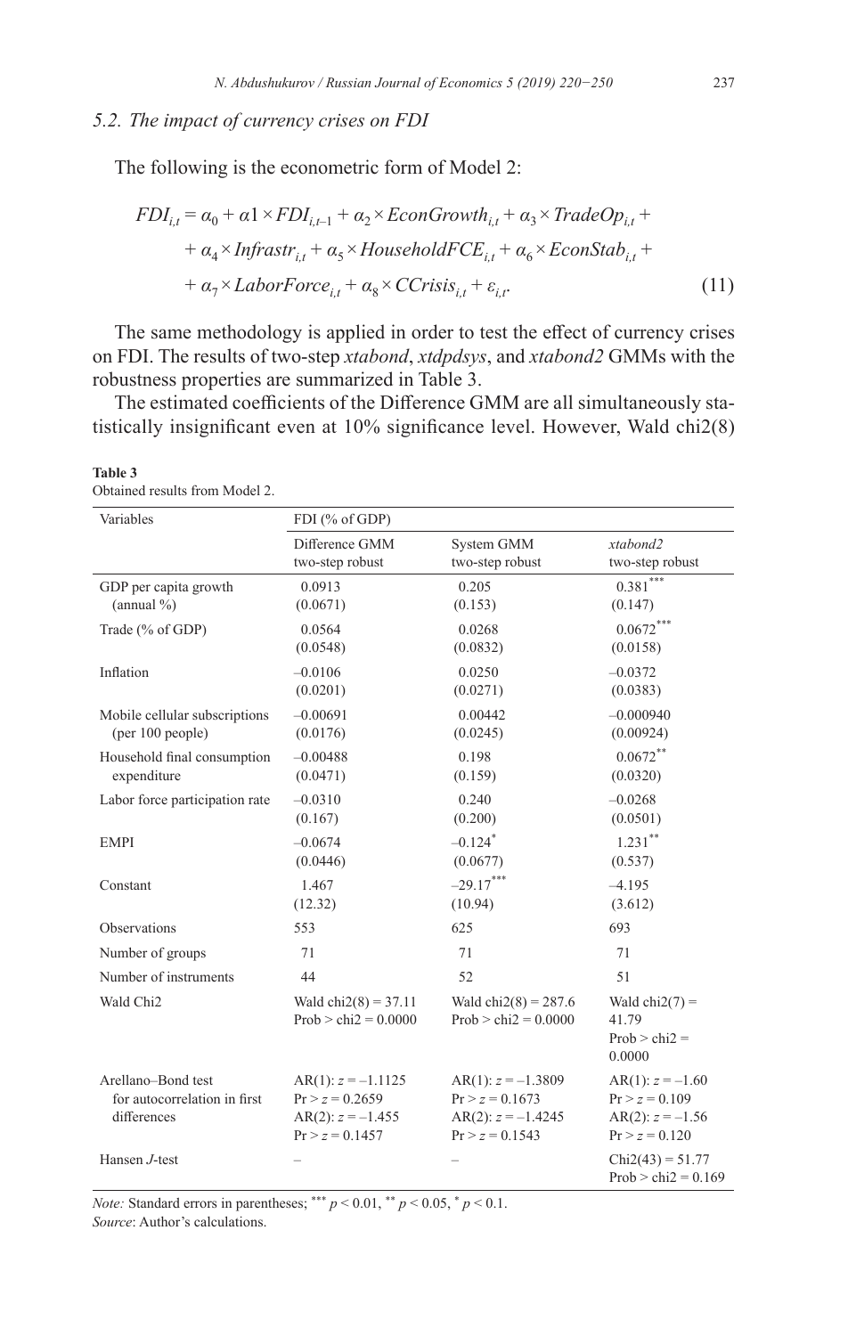### 5.2. *The impact of currency crises on FDI*

The following is the econometric form of Model 2:

$$FDI_{i,t} = \alpha_0 + \alpha 1 \times FDI_{i,t-1} + \alpha_2 \times EconGrowth_{i,t} + \alpha_3 \times TradeOp_{i,t} + \\ + \alpha_4 \times Infrastr_{i,t} + \alpha_5 \times HouseholdFCE_{i,t} + \alpha_6 \times EconStab_{i,t} + \\ + \alpha_7 \times LaborForce_{i,t} + \alpha_8 \times CCrisis_{i,t} + \varepsilon_{i,t}. \quad (11)$$

The same methodology is applied in order to test the effect of currency crises on FDI. The results of two-step *xtabond*, *xtdpdsys*, and *xtabond2* GMMs with the robustness properties are summarized in Table 3.

The estimated coefficients of the Difference GMM are all simultaneously statistically insignificant even at 10% significance level. However, Wald chi2(8)

**Table 3**
Obtained results from Model 2.

| Variables | FDI (% of GDP) | | |
|---|---|---|---|
| | Difference GMM two-step robust | System GMM two-step robust | *xtabond2* two-step robust |
| GDP per capita growth (annual %) | 0.0913 (0.0671) | 0.205 (0.153) | $0.381^{***}$ (0.147) |
| Trade (% of GDP) | 0.0564 (0.0548) | 0.0268 (0.0832) | $0.0672^{***}$ (0.0158) |
| Inflation | –0.0106 (0.0201) | 0.0250 (0.0271) | –0.0372 (0.0383) |
| Mobile cellular subscriptions (per 100 people) | –0.00691 (0.0176) | 0.00442 (0.0245) | –0.000940 (0.00924) |
| Household final consumption expenditure | –0.00488 (0.0471) | 0.198 (0.159) | $0.0672^{**}$ (0.0320) |
| Labor force participation rate | –0.0310 (0.167) | 0.240 (0.200) | –0.0268 (0.0501) |
| EMPI | –0.0674 (0.0446) | $-0.124^{*}$ (0.0677) | $1.231^{**}$ (0.537) |
| Constant | 1.467 (12.32) | $-29.17^{***}$ (10.94) | –4.195 (3.612) |
| Observations | 553 | 625 | 693 |
| Number of groups | 71 | 71 | 71 |
| Number of instruments | 44 | 52 | 51 |
| Wald Chi2 | Wald chi2(8) = 37.11 Prob > chi2 = 0.0000 | Wald chi2(8) = 287.6 Prob > chi2 = 0.0000 | Wald chi2(7) = 41.79 Prob > chi2 = 0.0000 |
| Arellano–Bond test for autocorrelation in first differences | AR(1): $z = -1.1125$ Pr > z = 0.2659 AR(2): $z = -1.455$ Pr > z = 0.1457 | AR(1): $z = -1.3809$ Pr > z = 0.1673 AR(2): $z = -1.4245$ Pr > z = 0.1543 | AR(1): $z = -1.60$ Pr > z = 0.109 AR(2): $z = -1.56$ Pr > z = 0.120 |
| Hansen *J*-test | – | – | Chi2(43) = 51.77 Prob > chi2 = 0.169 |

*Note:* Standard errors in parentheses; $^{***}$ $p < 0.01$, $^{**}$ $p < 0.05$, $^{*}$ $p < 0.1$.
*Source*: Author's calculations.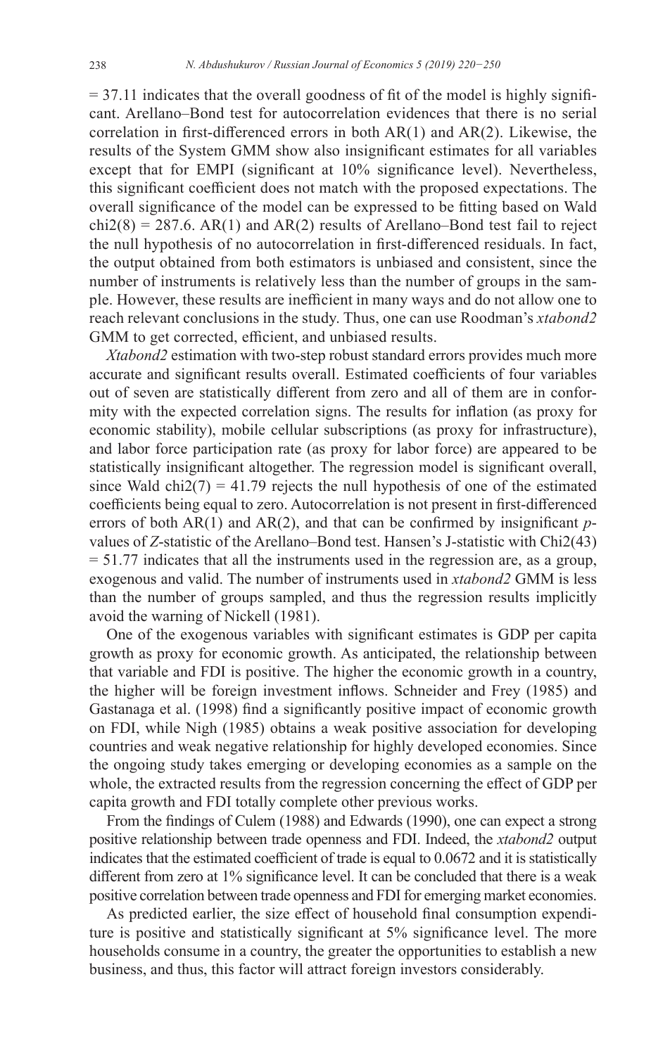= 37.11 indicates that the overall goodness of fit of the model is highly significant. Arellano–Bond test for autocorrelation evidences that there is no serial correlation in first-differenced errors in both AR(1) and AR(2). Likewise, the results of the System GMM show also insignificant estimates for all variables except that for EMPI (significant at 10% significance level). Nevertheless, this significant coefficient does not match with the proposed expectations. The overall significance of the model can be expressed to be fitting based on Wald chi2(8) = 287.6. AR(1) and AR(2) results of Arellano–Bond test fail to reject the null hypothesis of no autocorrelation in first-differenced residuals. In fact, the output obtained from both estimators is unbiased and consistent, since the number of instruments is relatively less than the number of groups in the sample. However, these results are inefficient in many ways and do not allow one to reach relevant conclusions in the study. Thus, one can use Roodman's *xtabond2* GMM to get corrected, efficient, and unbiased results.

*Xtabond2* estimation with two-step robust standard errors provides much more accurate and significant results overall. Estimated coefficients of four variables out of seven are statistically different from zero and all of them are in conformity with the expected correlation signs. The results for inflation (as proxy for economic stability), mobile cellular subscriptions (as proxy for infrastructure), and labor force participation rate (as proxy for labor force) are appeared to be statistically insignificant altogether. The regression model is significant overall, since Wald chi2(7) = 41.79 rejects the null hypothesis of one of the estimated coefficients being equal to zero. Autocorrelation is not present in first-differenced errors of both AR(1) and AR(2), and that can be confirmed by insignificant *p*-values of *Z*-statistic of the Arellano–Bond test. Hansen's J-statistic with Chi2(43) = 51.77 indicates that all the instruments used in the regression are, as a group, exogenous and valid. The number of instruments used in *xtabond2* GMM is less than the number of groups sampled, and thus the regression results implicitly avoid the warning of Nickell (1981).

One of the exogenous variables with significant estimates is GDP per capita growth as proxy for economic growth. As anticipated, the relationship between that variable and FDI is positive. The higher the economic growth in a country, the higher will be foreign investment inflows. Schneider and Frey (1985) and Gastanaga et al. (1998) find a significantly positive impact of economic growth on FDI, while Nigh (1985) obtains a weak positive association for developing countries and weak negative relationship for highly developed economies. Since the ongoing study takes emerging or developing economies as a sample on the whole, the extracted results from the regression concerning the effect of GDP per capita growth and FDI totally complete other previous works.

From the findings of Culem (1988) and Edwards (1990), one can expect a strong positive relationship between trade openness and FDI. Indeed, the *xtabond2* output indicates that the estimated coefficient of trade is equal to 0.0672 and it is statistically different from zero at 1% significance level. It can be concluded that there is a weak positive correlation between trade openness and FDI for emerging market economies.

As predicted earlier, the size effect of household final consumption expenditure is positive and statistically significant at 5% significance level. The more households consume in a country, the greater the opportunities to establish a new business, and thus, this factor will attract foreign investors considerably.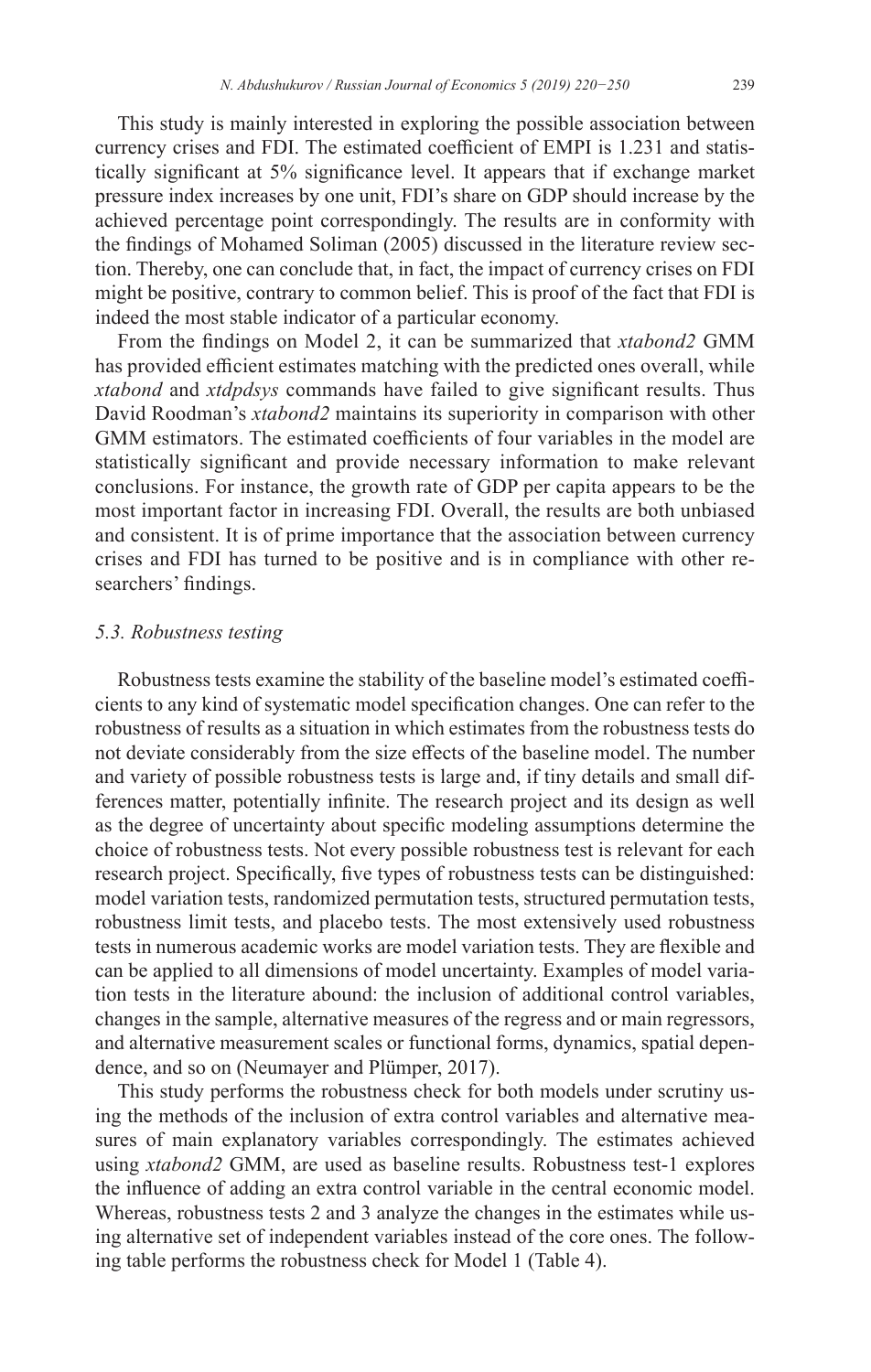This study is mainly interested in exploring the possible association between currency crises and FDI. The estimated coefficient of EMPI is 1.231 and statistically significant at 5% significance level. It appears that if exchange market pressure index increases by one unit, FDI's share on GDP should increase by the achieved percentage point correspondingly. The results are in conformity with the findings of Mohamed Soliman (2005) discussed in the literature review section. Thereby, one can conclude that, in fact, the impact of currency crises on FDI might be positive, contrary to common belief. This is proof of the fact that FDI is indeed the most stable indicator of a particular economy.

From the findings on Model 2, it can be summarized that *xtabond2* GMM has provided efficient estimates matching with the predicted ones overall, while *xtabond* and *xtdpdsys* commands have failed to give significant results. Thus David Roodman's *xtabond2* maintains its superiority in comparison with other GMM estimators. The estimated coefficients of four variables in the model are statistically significant and provide necessary information to make relevant conclusions. For instance, the growth rate of GDP per capita appears to be the most important factor in increasing FDI. Overall, the results are both unbiased and consistent. It is of prime importance that the association between currency crises and FDI has turned to be positive and is in compliance with other researchers' findings.

### *5.3. Robustness testing*

Robustness tests examine the stability of the baseline model's estimated coefficients to any kind of systematic model specification changes. One can refer to the robustness of results as a situation in which estimates from the robustness tests do not deviate considerably from the size effects of the baseline model. The number and variety of possible robustness tests is large and, if tiny details and small differences matter, potentially infinite. The research project and its design as well as the degree of uncertainty about specific modeling assumptions determine the choice of robustness tests. Not every possible robustness test is relevant for each research project. Specifically, five types of robustness tests can be distinguished: model variation tests, randomized permutation tests, structured permutation tests, robustness limit tests, and placebo tests. The most extensively used robustness tests in numerous academic works are model variation tests. They are flexible and can be applied to all dimensions of model uncertainty. Examples of model variation tests in the literature abound: the inclusion of additional control variables, changes in the sample, alternative measures of the regress and or main regressors, and alternative measurement scales or functional forms, dynamics, spatial dependence, and so on (Neumayer and Plümper, 2017).

This study performs the robustness check for both models under scrutiny using the methods of the inclusion of extra control variables and alternative measures of main explanatory variables correspondingly. The estimates achieved using *xtabond2* GMM, are used as baseline results. Robustness test-1 explores the influence of adding an extra control variable in the central economic model. Whereas, robustness tests 2 and 3 analyze the changes in the estimates while using alternative set of independent variables instead of the core ones. The following table performs the robustness check for Model 1 (Table 4).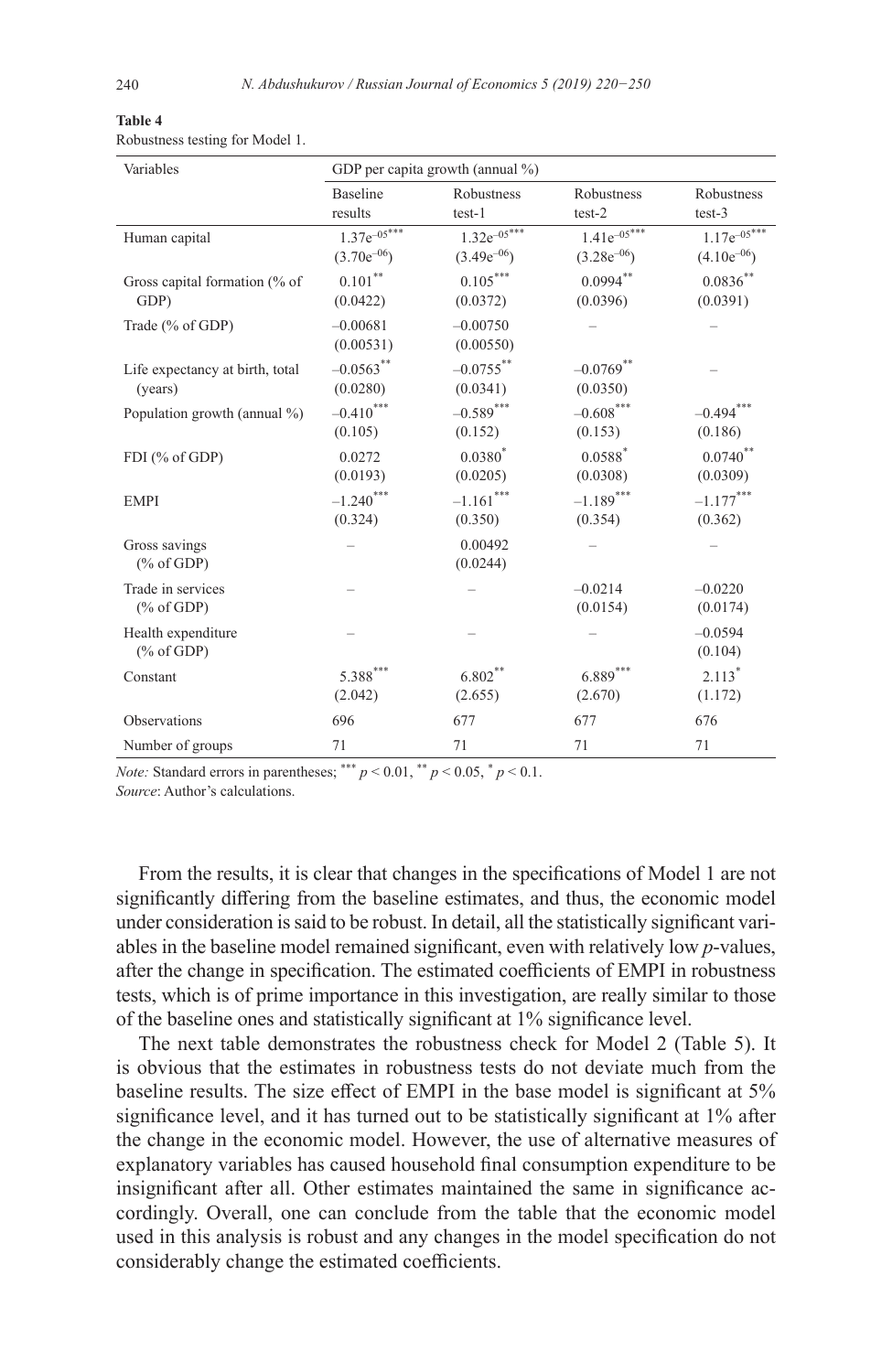**Table 4**
Robustness testing for Model 1.

| Variables | GDP per capita growth (annual %) | | | |
|---|---|---|---|---|
| | Baseline results | Robustness test-1 | Robustness test-2 | Robustness test-3 |
| Human capital | $1.37e^{-05***}$ | $1.32e^{-05***}$ | $1.41e^{-05***}$ | $1.17e^{-05***}$ |
| | $(3.70e^{-06})$ | $(3.49e^{-06})$ | $(3.28e^{-06})$ | $(4.10e^{-06})$ |
| Gross capital formation (% of GDP) | $0.101^{**}$ | $0.105^{***}$ | $0.0994^{**}$ | $0.0836^{**}$ |
| | (0.0422) | (0.0372) | (0.0396) | (0.0391) |
| Trade (% of GDP) | –0.00681 | –0.00750 | – | – |
| | (0.00531) | (0.00550) | | |
| Life expectancy at birth, total (years) | $-0.0563^{**}$ | $-0.0755^{**}$ | $-0.0769^{**}$ | – |
| | (0.0280) | (0.0341) | (0.0350) | |
| Population growth (annual %) | $-0.410^{***}$ | $-0.589^{***}$ | $-0.608^{***}$ | $-0.494^{***}$ |
| | (0.105) | (0.152) | (0.153) | (0.186) |
| FDI (% of GDP) | 0.0272 | $0.0380^{*}$ | $0.0588^{*}$ | $0.0740^{**}$ |
| | (0.0193) | (0.0205) | (0.0308) | (0.0309) |
| EMPI | $-1.240^{***}$ | $-1.161^{***}$ | $-1.189^{***}$ | $-1.177^{***}$ |
| | (0.324) | (0.350) | (0.354) | (0.362) |
| Gross savings (% of GDP) | – | 0.00492 | – | – |
| | | (0.0244) | | |
| Trade in services (% of GDP) | – | – | –0.0214 | –0.0220 |
| | | | (0.0154) | (0.0174) |
| Health expenditure (% of GDP) | – | – | – | –0.0594 |
| | | | | (0.104) |
| Constant | $5.388^{***}$ | $6.802^{**}$ | $6.889^{***}$ | $2.113^{*}$ |
| | (2.042) | (2.655) | (2.670) | (1.172) |
| Observations | 696 | 677 | 677 | 676 |
| Number of groups | 71 | 71 | 71 | 71 |

*Note:* Standard errors in parentheses; $^{***}$ $p < 0.01$, $^{**}$ $p < 0.05$, $^{*}$ $p < 0.1$.
*Source*: Author's calculations.

From the results, it is clear that changes in the specifications of Model 1 are not significantly differing from the baseline estimates, and thus, the economic model under consideration is said to be robust. In detail, all the statistically significant variables in the baseline model remained significant, even with relatively low *p*-values, after the change in specification. The estimated coefficients of EMPI in robustness tests, which is of prime importance in this investigation, are really similar to those of the baseline ones and statistically significant at 1% significance level.

The next table demonstrates the robustness check for Model 2 (Table 5). It is obvious that the estimates in robustness tests do not deviate much from the baseline results. The size effect of EMPI in the base model is significant at 5% significance level, and it has turned out to be statistically significant at 1% after the change in the economic model. However, the use of alternative measures of explanatory variables has caused household final consumption expenditure to be insignificant after all. Other estimates maintained the same in significance accordingly. Overall, one can conclude from the table that the economic model used in this analysis is robust and any changes in the model specification do not considerably change the estimated coefficients.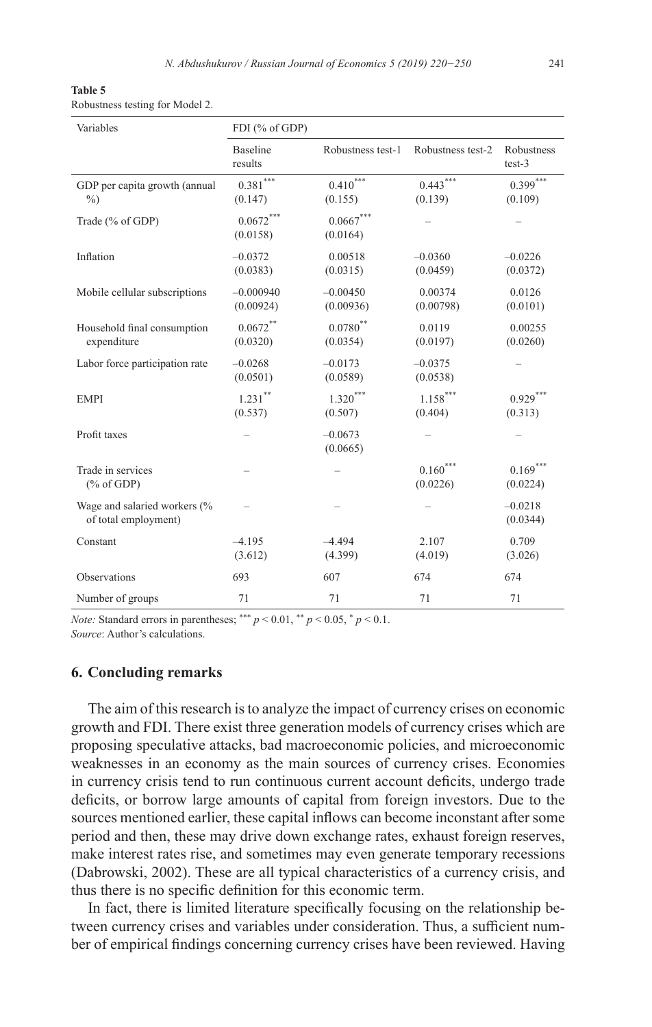**Table 5**
Robustness testing for Model 2.

| Variables | FDI (% of GDP) | | | |
|---|---|---|---|---|
| | Baseline results | Robustness test-1 | Robustness test-2 | Robustness test-3 |
| GDP per capita growth (annual %) | 0.381*** (0.147) | 0.410*** (0.155) | 0.443*** (0.139) | 0.399*** (0.109) |
| Trade (% of GDP) | 0.0672*** (0.0158) | 0.0667*** (0.0164) | – | – |
| Inflation | –0.0372 (0.0383) | 0.00518 (0.0315) | –0.0360 (0.0459) | –0.0226 (0.0372) |
| Mobile cellular subscriptions | –0.000940 (0.00924) | –0.00450 (0.00936) | 0.00374 (0.00798) | 0.0126 (0.0101) |
| Household final consumption expenditure | 0.0672** (0.0320) | 0.0780** (0.0354) | 0.0119 (0.0197) | 0.00255 (0.0260) |
| Labor force participation rate | –0.0268 (0.0501) | –0.0173 (0.0589) | –0.0375 (0.0538) | – |
| EMPI | 1.231** (0.537) | 1.320*** (0.507) | 1.158*** (0.404) | 0.929*** (0.313) |
| Profit taxes | – | –0.0673 (0.0665) | – | – |
| Trade in services (% of GDP) | – | – | 0.160*** (0.0226) | 0.169*** (0.0224) |
| Wage and salaried workers (% of total employment) | – | – | – | –0.0218 (0.0344) |
| Constant | –4.195 (3.612) | –4.494 (4.399) | 2.107 (4.019) | 0.709 (3.026) |
| Observations | 693 | 607 | 674 | 674 |
| Number of groups | 71 | 71 | 71 | 71 |

*Note:* Standard errors in parentheses; *** $p < 0.01$, ** $p < 0.05$, * $p < 0.1$.
*Source*: Author's calculations.

## 6. Concluding remarks

The aim of this research is to analyze the impact of currency crises on economic growth and FDI. There exist three generation models of currency crises which are proposing speculative attacks, bad macroeconomic policies, and microeconomic weaknesses in an economy as the main sources of currency crises. Economies in currency crisis tend to run continuous current account deficits, undergo trade deficits, or borrow large amounts of capital from foreign investors. Due to the sources mentioned earlier, these capital inflows can become inconstant after some period and then, these may drive down exchange rates, exhaust foreign reserves, make interest rates rise, and sometimes may even generate temporary recessions (Dabrowski, 2002). These are all typical characteristics of a currency crisis, and thus there is no specific definition for this economic term.

In fact, there is limited literature specifically focusing on the relationship between currency crises and variables under consideration. Thus, a sufficient number of empirical findings concerning currency crises have been reviewed. Having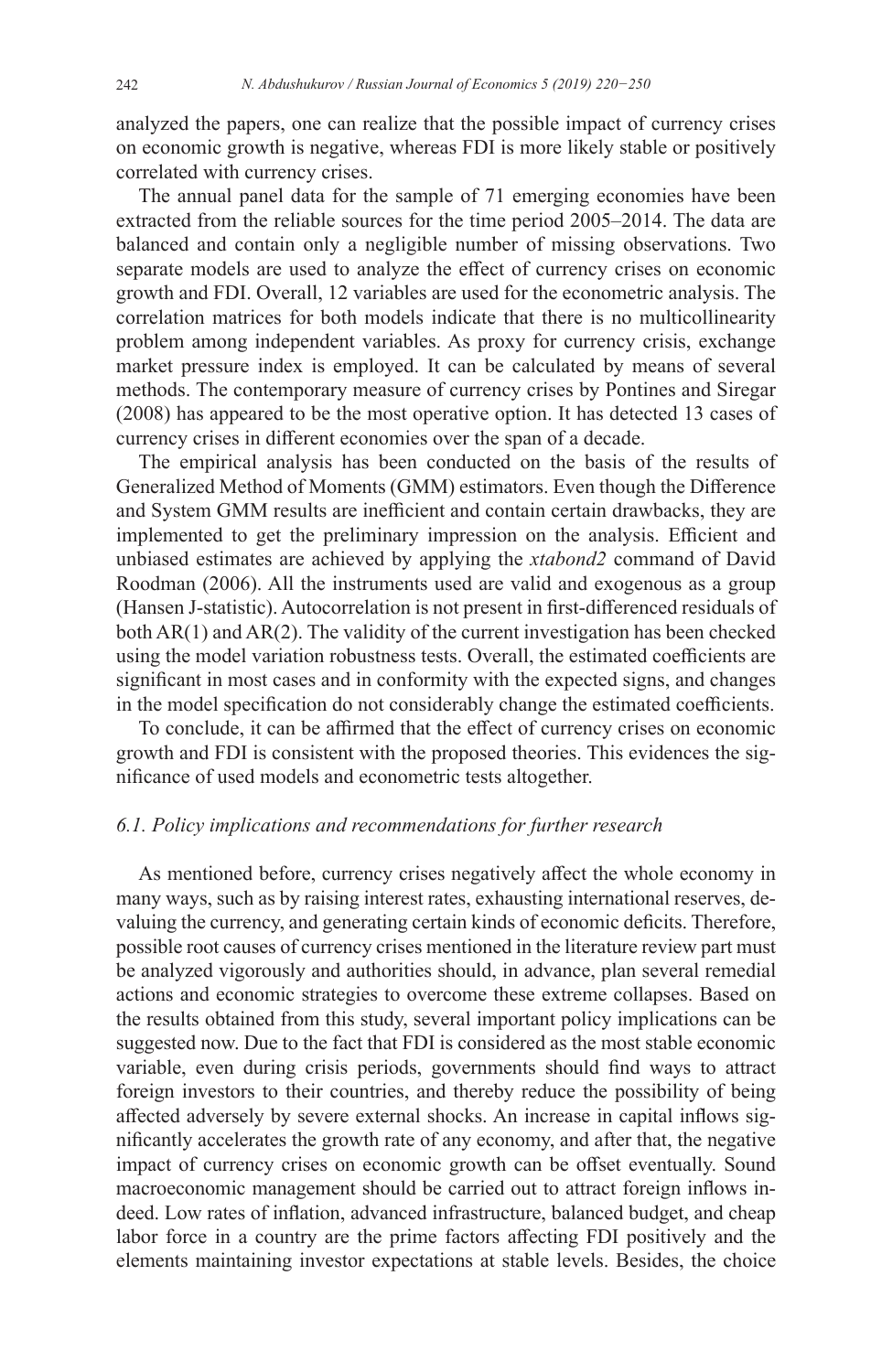analyzed the papers, one can realize that the possible impact of currency crises on economic growth is negative, whereas FDI is more likely stable or positively correlated with currency crises.

The annual panel data for the sample of 71 emerging economies have been extracted from the reliable sources for the time period 2005–2014. The data are balanced and contain only a negligible number of missing observations. Two separate models are used to analyze the effect of currency crises on economic growth and FDI. Overall, 12 variables are used for the econometric analysis. The correlation matrices for both models indicate that there is no multicollinearity problem among independent variables. As proxy for currency crisis, exchange market pressure index is employed. It can be calculated by means of several methods. The contemporary measure of currency crises by Pontines and Siregar (2008) has appeared to be the most operative option. It has detected 13 cases of currency crises in different economies over the span of a decade.

The empirical analysis has been conducted on the basis of the results of Generalized Method of Moments (GMM) estimators. Even though the Difference and System GMM results are inefficient and contain certain drawbacks, they are implemented to get the preliminary impression on the analysis. Efficient and unbiased estimates are achieved by applying the *xtabond2* command of David Roodman (2006). All the instruments used are valid and exogenous as a group (Hansen J-statistic). Autocorrelation is not present in first-differenced residuals of both AR(1) and AR(2). The validity of the current investigation has been checked using the model variation robustness tests. Overall, the estimated coefficients are significant in most cases and in conformity with the expected signs, and changes in the model specification do not considerably change the estimated coefficients.

To conclude, it can be affirmed that the effect of currency crises on economic growth and FDI is consistent with the proposed theories. This evidences the significance of used models and econometric tests altogether.

### *6.1. Policy implications and recommendations for further research*

As mentioned before, currency crises negatively affect the whole economy in many ways, such as by raising interest rates, exhausting international reserves, devaluing the currency, and generating certain kinds of economic deficits. Therefore, possible root causes of currency crises mentioned in the literature review part must be analyzed vigorously and authorities should, in advance, plan several remedial actions and economic strategies to overcome these extreme collapses. Based on the results obtained from this study, several important policy implications can be suggested now. Due to the fact that FDI is considered as the most stable economic variable, even during crisis periods, governments should find ways to attract foreign investors to their countries, and thereby reduce the possibility of being affected adversely by severe external shocks. An increase in capital inflows significantly accelerates the growth rate of any economy, and after that, the negative impact of currency crises on economic growth can be offset eventually. Sound macroeconomic management should be carried out to attract foreign inflows indeed. Low rates of inflation, advanced infrastructure, balanced budget, and cheap labor force in a country are the prime factors affecting FDI positively and the elements maintaining investor expectations at stable levels. Besides, the choice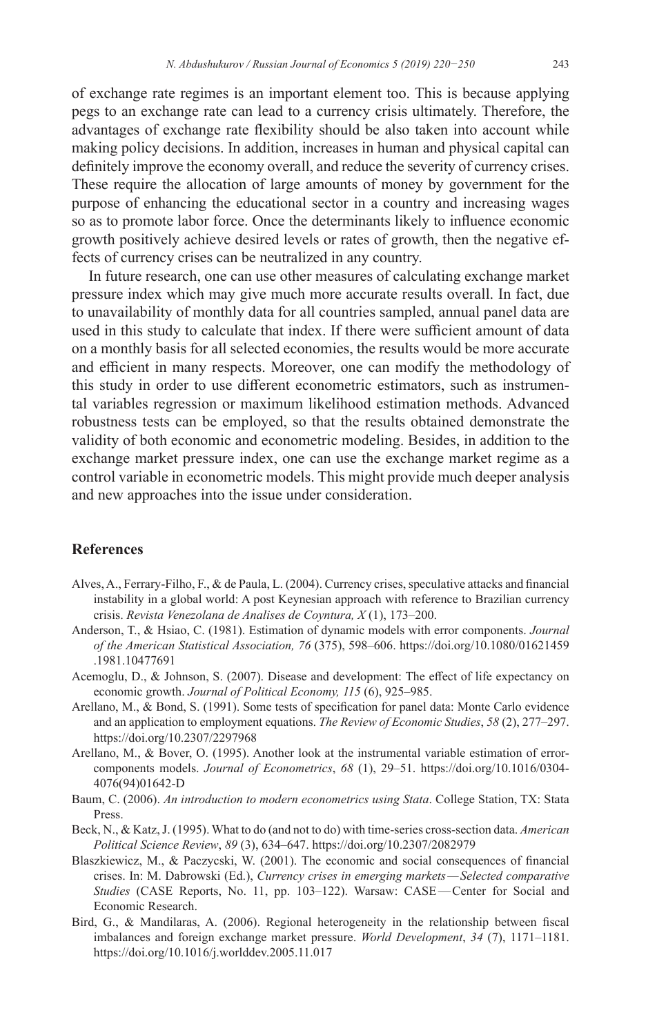of exchange rate regimes is an important element too. This is because applying pegs to an exchange rate can lead to a currency crisis ultimately. Therefore, the advantages of exchange rate flexibility should be also taken into account while making policy decisions. In addition, increases in human and physical capital can definitely improve the economy overall, and reduce the severity of currency crises. These require the allocation of large amounts of money by government for the purpose of enhancing the educational sector in a country and increasing wages so as to promote labor force. Once the determinants likely to influence economic growth positively achieve desired levels or rates of growth, then the negative effects of currency crises can be neutralized in any country.

In future research, one can use other measures of calculating exchange market pressure index which may give much more accurate results overall. In fact, due to unavailability of monthly data for all countries sampled, annual panel data are used in this study to calculate that index. If there were sufficient amount of data on a monthly basis for all selected economies, the results would be more accurate and efficient in many respects. Moreover, one can modify the methodology of this study in order to use different econometric estimators, such as instrumental variables regression or maximum likelihood estimation methods. Advanced robustness tests can be employed, so that the results obtained demonstrate the validity of both economic and econometric modeling. Besides, in addition to the exchange market pressure index, one can use the exchange market regime as a control variable in econometric models. This might provide much deeper analysis and new approaches into the issue under consideration.

## References

Alves, A., Ferrary-Filho, F., & de Paula, L. (2004). Currency crises, speculative attacks and financial instability in a global world: A post Keynesian approach with reference to Brazilian currency crisis. *Revista Venezolana de Analises de Coyntura, X* (1), 173–200.

Anderson, T., & Hsiao, C. (1981). Estimation of dynamic models with error components. *Journal of the American Statistical Association, 76* (375), 598–606. https://doi.org/10.1080/01621459.1981.10477691

Acemoglu, D., & Johnson, S. (2007). Disease and development: The effect of life expectancy on economic growth. *Journal of Political Economy, 115* (6), 925–985.

Arellano, M., & Bond, S. (1991). Some tests of specification for panel data: Monte Carlo evidence and an application to employment equations. *The Review of Economic Studies*, *58* (2), 277–297. https://doi.org/10.2307/2297968

Arellano, M., & Bover, O. (1995). Another look at the instrumental variable estimation of error-components models. *Journal of Econometrics*, *68* (1), 29–51. https://doi.org/10.1016/0304-4076(94)01642-D

Baum, C. (2006). *An introduction to modern econometrics using Stata*. College Station, TX: Stata Press.

Beck, N., & Katz, J. (1995). What to do (and not to do) with time-series cross-section data. *American Political Science Review*, *89* (3), 634–647. https://doi.org/10.2307/2082979

Blaszkiewicz, M., & Paczycski, W. (2001). The economic and social consequences of financial crises. In: M. Dabrowski (Ed.), *Currency crises in emerging markets — Selected comparative Studies* (CASE Reports, No. 11, pp. 103–122). Warsaw: CASE — Center for Social and Economic Research.

Bird, G., & Mandilaras, A. (2006). Regional heterogeneity in the relationship between fiscal imbalances and foreign exchange market pressure. *World Development*, *34* (7), 1171–1181. https://doi.org/10.1016/j.worlddev.2005.11.017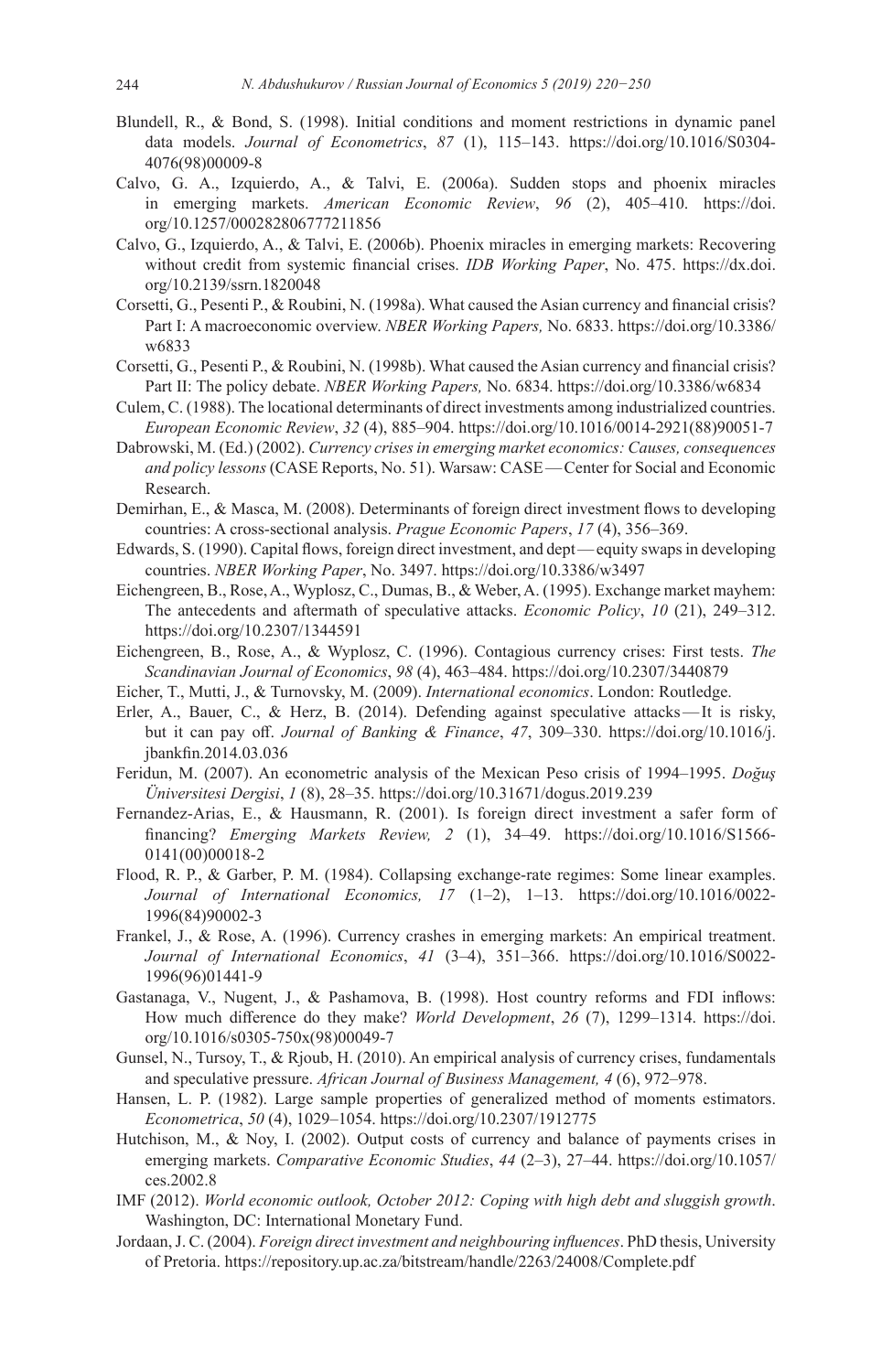Blundell, R., & Bond, S. (1998). Initial conditions and moment restrictions in dynamic panel data models. *Journal of Econometrics*, *87* (1), 115–143. https://doi.org/10.1016/S0304-4076(98)00009-8

Calvo, G. A., Izquierdo, A., & Talvi, E. (2006a). Sudden stops and phoenix miracles in emerging markets. *American Economic Review*, *96* (2), 405–410. https://doi.org/10.1257/000282806777211856

Calvo, G., Izquierdo, A., & Talvi, E. (2006b). Phoenix miracles in emerging markets: Recovering without credit from systemic financial crises. *IDB Working Paper*, No. 475. https://dx.doi.org/10.2139/ssrn.1820048

Corsetti, G., Pesenti P., & Roubini, N. (1998a). What caused the Asian currency and financial crisis? Part I: A macroeconomic overview. *NBER Working Papers,* No. 6833. https://doi.org/10.3386/w6833

Corsetti, G., Pesenti P., & Roubini, N. (1998b). What caused the Asian currency and financial crisis? Part II: The policy debate. *NBER Working Papers,* No. 6834. https://doi.org/10.3386/w6834

Culem, C. (1988). The locational determinants of direct investments among industrialized countries. *European Economic Review*, *32* (4), 885–904. https://doi.org/10.1016/0014-2921(88)90051-7

Dabrowski, M. (Ed.) (2002). *Currency crises in emerging market economics: Causes, consequences and policy lessons* (CASE Reports, No. 51). Warsaw: CASE — Center for Social and Economic Research.

Demirhan, E., & Masca, M. (2008). Determinants of foreign direct investment flows to developing countries: A cross-sectional analysis. *Prague Economic Papers*, *17* (4), 356–369.

Edwards, S. (1990). Capital flows, foreign direct investment, and dept — equity swaps in developing countries. *NBER Working Paper*, No. 3497. https://doi.org/10.3386/w3497

Eichengreen, B., Rose, A., Wyplosz, C., Dumas, B., & Weber, A. (1995). Exchange market mayhem: The antecedents and aftermath of speculative attacks. *Economic Policy*, *10* (21), 249–312. https://doi.org/10.2307/1344591

Eichengreen, B., Rose, A., & Wyplosz, C. (1996). Contagious currency crises: First tests. *The Scandinavian Journal of Economics*, *98* (4), 463–484. https://doi.org/10.2307/3440879

Eicher, T., Mutti, J., & Turnovsky, M. (2009). *International economics*. London: Routledge.

Erler, A., Bauer, C., & Herz, B. (2014). Defending against speculative attacks — It is risky, but it can pay off. *Journal of Banking & Finance*, *47*, 309–330. https://doi.org/10.1016/j.jbankfin.2014.03.036

Feridun, M. (2007). An econometric analysis of the Mexican Peso crisis of 1994–1995. *Doğuş Üniversitesi Dergisi*, *1* (8), 28–35. https://doi.org/10.31671/dogus.2019.239

Fernandez-Arias, E., & Hausmann, R. (2001). Is foreign direct investment a safer form of financing? *Emerging Markets Review, 2* (1), 34–49. https://doi.org/10.1016/S1566-0141(00)00018-2

Flood, R. P., & Garber, P. M. (1984). Collapsing exchange-rate regimes: Some linear examples. *Journal of International Economics, 17* (1–2), 1–13. https://doi.org/10.1016/0022-1996(84)90002-3

Frankel, J., & Rose, A. (1996). Currency crashes in emerging markets: An empirical treatment. *Journal of International Economics*, *41* (3–4), 351–366. https://doi.org/10.1016/S0022-1996(96)01441-9

Gastanaga, V., Nugent, J., & Pashamova, B. (1998). Host country reforms and FDI inflows: How much difference do they make? *World Development*, *26* (7), 1299–1314. https://doi.org/10.1016/s0305-750x(98)00049-7

Gunsel, N., Tursoy, T., & Rjoub, H. (2010). An empirical analysis of currency crises, fundamentals and speculative pressure. *African Journal of Business Management, 4* (6), 972–978.

Hansen, L. P. (1982). Large sample properties of generalized method of moments estimators. *Econometrica*, *50* (4), 1029–1054. https://doi.org/10.2307/1912775

Hutchison, M., & Noy, I. (2002). Output costs of currency and balance of payments crises in emerging markets. *Comparative Economic Studies*, *44* (2–3), 27–44. https://doi.org/10.1057/ces.2002.8

IMF (2012). *World economic outlook, October 2012: Coping with high debt and sluggish growth*. Washington, DC: International Monetary Fund.

Jordaan, J. C. (2004). *Foreign direct investment and neighbouring influences*. PhD thesis, University of Pretoria. https://repository.up.ac.za/bitstream/handle/2263/24008/Complete.pdf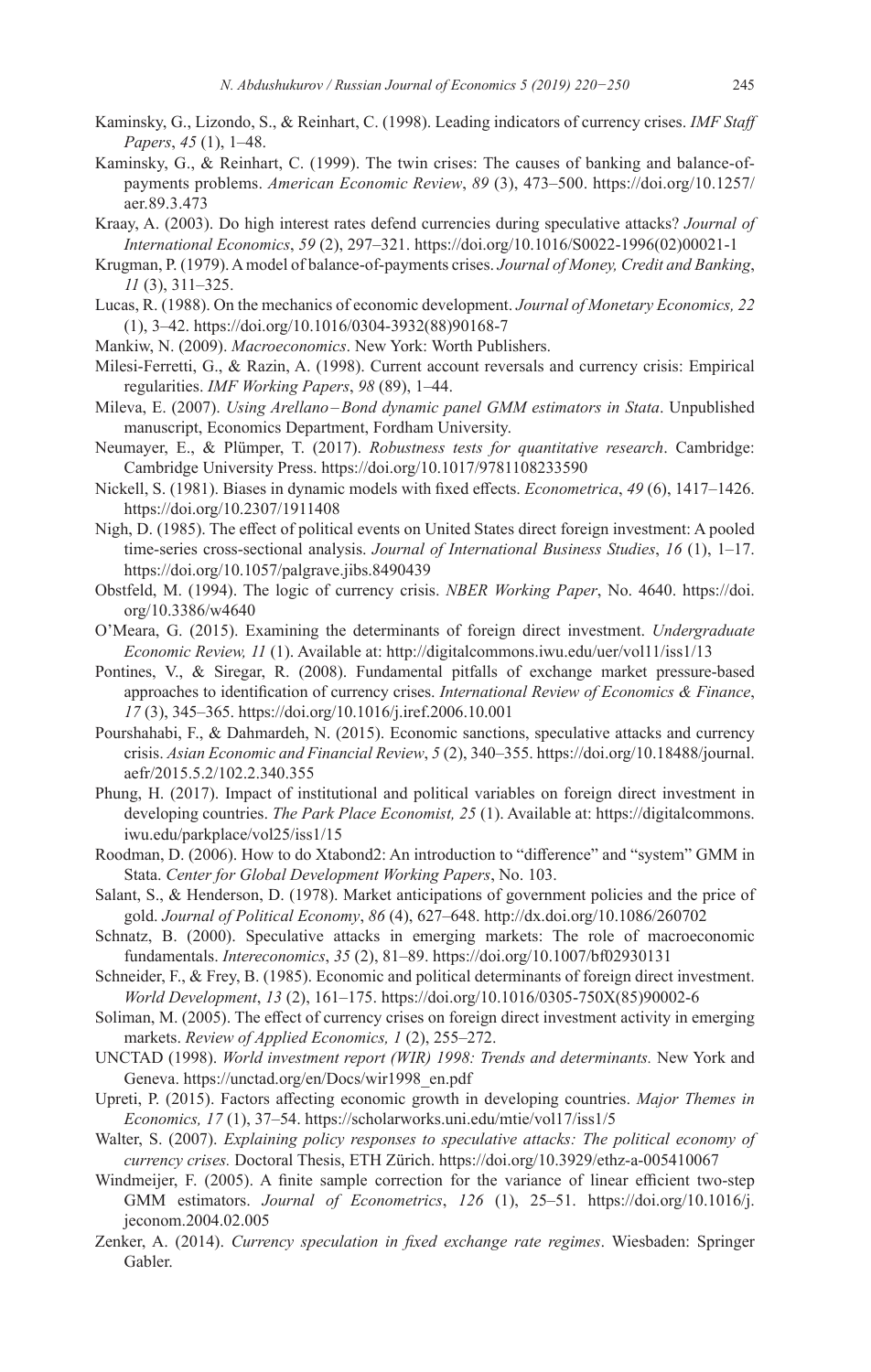Kaminsky, G., Lizondo, S., & Reinhart, C. (1998). Leading indicators of currency crises. *IMF Staff Papers*, *45* (1), 1–48.

Kaminsky, G., & Reinhart, C. (1999). The twin crises: The causes of banking and balance-of-payments problems. *American Economic Review*, *89* (3), 473–500. https://doi.org/10.1257/aer.89.3.473

Kraay, A. (2003). Do high interest rates defend currencies during speculative attacks? *Journal of International Economics*, *59* (2), 297–321. https://doi.org/10.1016/S0022-1996(02)00021-1

Krugman, P. (1979). A model of balance-of-payments crises. *Journal of Money, Credit and Banking*, *11* (3), 311–325.

Lucas, R. (1988). On the mechanics of economic development. *Journal of Monetary Economics, 22* (1), 3–42. https://doi.org/10.1016/0304-3932(88)90168-7

Mankiw, N. (2009). *Macroeconomics*. New York: Worth Publishers.

Milesi-Ferretti, G., & Razin, A. (1998). Current account reversals and currency crisis: Empirical regularities. *IMF Working Papers*, *98* (89), 1–44.

Mileva, E. (2007). *Using Arellano–Bond dynamic panel GMM estimators in Stata*. Unpublished manuscript, Economics Department, Fordham University.

Neumayer, E., & Plümper, T. (2017). *Robustness tests for quantitative research*. Cambridge: Cambridge University Press. https://doi.org/10.1017/9781108233590

Nickell, S. (1981). Biases in dynamic models with fixed effects. *Econometrica*, *49* (6), 1417–1426. https://doi.org/10.2307/1911408

Nigh, D. (1985). The effect of political events on United States direct foreign investment: A pooled time-series cross-sectional analysis. *Journal of International Business Studies*, *16* (1), 1–17. https://doi.org/10.1057/palgrave.jibs.8490439

Obstfeld, M. (1994). The logic of currency crisis. *NBER Working Paper*, No. 4640. https://doi.org/10.3386/w4640

O'Meara, G. (2015). Examining the determinants of foreign direct investment. *Undergraduate Economic Review, 11* (1). Available at: http://digitalcommons.iwu.edu/uer/vol11/iss1/13

Pontines, V., & Siregar, R. (2008). Fundamental pitfalls of exchange market pressure-based approaches to identification of currency crises. *International Review of Economics & Finance*, *17* (3), 345–365. https://doi.org/10.1016/j.iref.2006.10.001

Pourshahabi, F., & Dahmardeh, N. (2015). Economic sanctions, speculative attacks and currency crisis. *Asian Economic and Financial Review*, *5* (2), 340–355. https://doi.org/10.18488/journal.aefr/2015.5.2/102.2.340.355

Phung, H. (2017). Impact of institutional and political variables on foreign direct investment in developing countries. *The Park Place Economist, 25* (1). Available at: https://digitalcommons.iwu.edu/parkplace/vol25/iss1/15

Roodman, D. (2006). How to do Xtabond2: An introduction to "difference" and "system" GMM in Stata. *Center for Global Development Working Papers*, No. 103.

Salant, S., & Henderson, D. (1978). Market anticipations of government policies and the price of gold. *Journal of Political Economy*, *86* (4), 627–648. http://dx.doi.org/10.1086/260702

Schnatz, B. (2000). Speculative attacks in emerging markets: The role of macroeconomic fundamentals. *Intereconomics*, *35* (2), 81–89. https://doi.org/10.1007/bf02930131

Schneider, F., & Frey, B. (1985). Economic and political determinants of foreign direct investment. *World Development*, *13* (2), 161–175. https://doi.org/10.1016/0305-750X(85)90002-6

Soliman, M. (2005). The effect of currency crises on foreign direct investment activity in emerging markets. *Review of Applied Economics, 1* (2), 255–272.

UNCTAD (1998). *World investment report (WIR) 1998: Trends and determinants.* New York and Geneva. https://unctad.org/en/Docs/wir1998_en.pdf

Upreti, P. (2015). Factors affecting economic growth in developing countries. *Major Themes in Economics, 17* (1), 37–54. https://scholarworks.uni.edu/mtie/vol17/iss1/5

Walter, S. (2007). *Explaining policy responses to speculative attacks: The political economy of currency crises.* Doctoral Thesis, ETH Zürich. https://doi.org/10.3929/ethz-a-005410067

Windmeijer, F. (2005). A finite sample correction for the variance of linear efficient two-step GMM estimators. *Journal of Econometrics*, *126* (1), 25–51. https://doi.org/10.1016/j.jeconom.2004.02.005

Zenker, A. (2014). *Currency speculation in fixed exchange rate regimes*. Wiesbaden: Springer Gabler.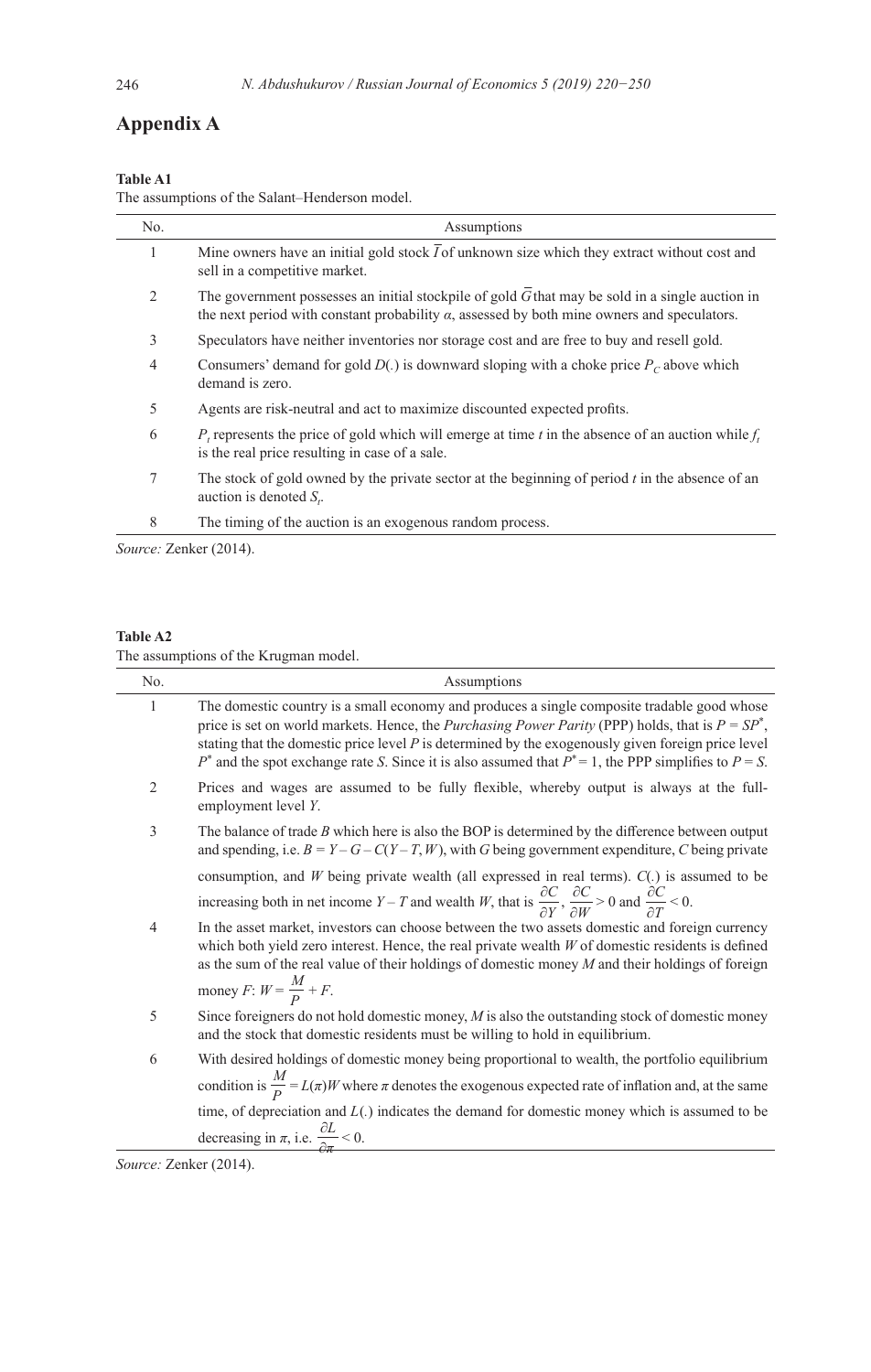# Appendix A

**Table A1**
The assumptions of the Salant–Henderson model.

| No. | Assumptions |
|---|---|
| 1 | Mine owners have an initial gold stock $\overline{I}$ of unknown size which they extract without cost and sell in a competitive market. |
| 2 | The government possesses an initial stockpile of gold $\overline{G}$ that may be sold in a single auction in the next period with constant probability $\alpha$, assessed by both mine owners and speculators. |
| 3 | Speculators have neither inventories nor storage cost and are free to buy and resell gold. |
| 4 | Consumers' demand for gold $D(.)$ is downward sloping with a choke price $P_C$ above which demand is zero. |
| 5 | Agents are risk-neutral and act to maximize discounted expected profits. |
| 6 | $P_t$ represents the price of gold which will emerge at time $t$ in the absence of an auction while $f_t$ is the real price resulting in case of a sale. |
| 7 | The stock of gold owned by the private sector at the beginning of period $t$ in the absence of an auction is denoted $S_t$. |
| 8 | The timing of the auction is an exogenous random process. |

*Source:* Zenker (2014).

**Table A2**
The assumptions of the Krugman model.

| No. | Assumptions |
|---|---|
| 1 | The domestic country is a small economy and produces a single composite tradable good whose price is set on world markets. Hence, the *Purchasing Power Parity* (PPP) holds, that is $P = SP^*$, stating that the domestic price level $P$ is determined by the exogenously given foreign price level $P^*$ and the spot exchange rate $S$. Since it is also assumed that $P^* = 1$, the PPP simplifies to $P = S$. |
| 2 | Prices and wages are assumed to be fully flexible, whereby output is always at the full-employment level $Y$. |
| 3 | The balance of trade $B$ which here is also the BOP is determined by the difference between output and spending, i.e. $B = Y - G - C(Y - T, W)$, with $G$ being government expenditure, $C$ being private consumption, and $W$ being private wealth (all expressed in real terms). $C(.)$ is assumed to be increasing both in net income $Y - T$ and wealth $W$, that is $\frac{\partial C}{\partial Y}, \frac{\partial C}{\partial W} > 0$ and $\frac{\partial C}{\partial T} < 0$. |
| 4 | In the asset market, investors can choose between the two assets domestic and foreign currency which both yield zero interest. Hence, the real private wealth $W$ of domestic residents is defined as the sum of the real value of their holdings of domestic money $M$ and their holdings of foreign money $F$: $W = \frac{M}{P} + F$. |
| 5 | Since foreigners do not hold domestic money, $M$ is also the outstanding stock of domestic money and the stock that domestic residents must be willing to hold in equilibrium. |
| 6 | With desired holdings of domestic money being proportional to wealth, the portfolio equilibrium condition is $\frac{M}{P} = L(\pi)W$ where $\pi$ denotes the exogenous expected rate of inflation and, at the same time, of depreciation and $L(.)$ indicates the demand for domestic money which is assumed to be decreasing in $\pi$, i.e. $\frac{\partial L}{\partial \pi} < 0$. |

*Source:* Zenker (2014).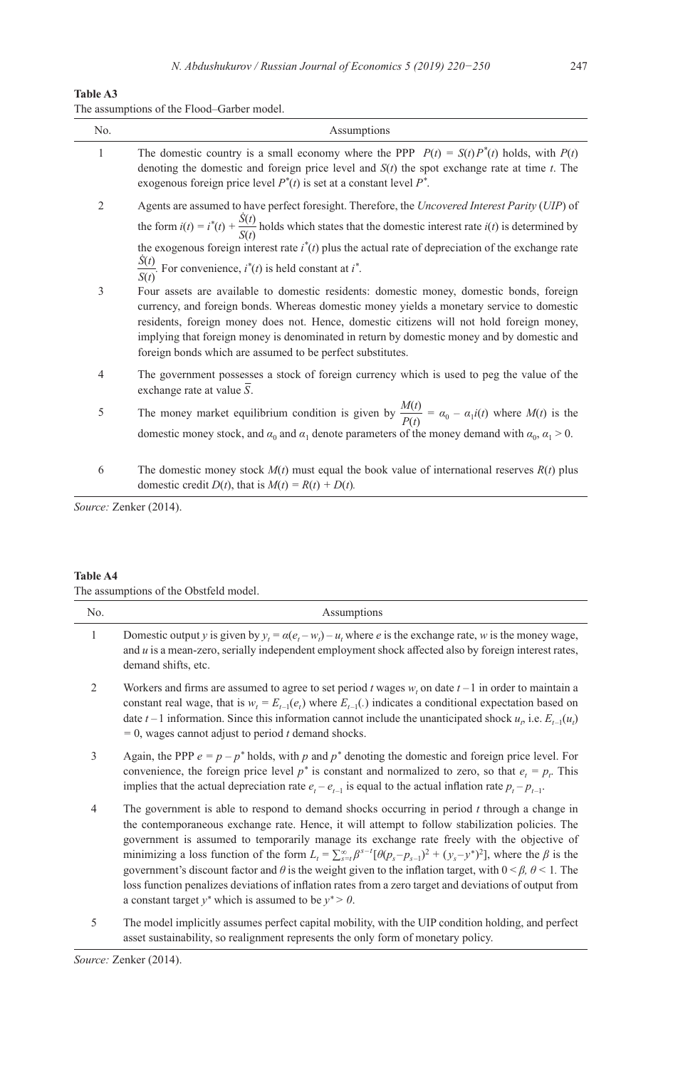**Table A3**

The assumptions of the Flood–Garber model.

| No. | Assumptions |
|---|---|
| 1 | The domestic country is a small economy where the PPP $P(t) = S(t)P^{*}(t)$ holds, with $P(t)$ denoting the domestic and foreign price level and $S(t)$ the spot exchange rate at time $t$. The exogenous foreign price level $P^{*}(t)$ is set at a constant level $P^{*}$. |
| 2 | Agents are assumed to have perfect foresight. Therefore, the *Uncovered Interest Parity* (*UIP*) of the form $i(t) = i^{*}(t) + \frac{\dot{S}(t)}{S(t)}$ holds which states that the domestic interest rate $i(t)$ is determined by the exogenous foreign interest rate $i^{*}(t)$ plus the actual rate of depreciation of the exchange rate $\frac{\dot{S}(t)}{S(t)}$. For convenience, $i^{*}(t)$ is held constant at $i^{*}$. |
| 3 | Four assets are available to domestic residents: domestic money, domestic bonds, foreign currency, and foreign bonds. Whereas domestic money yields a monetary service to domestic residents, foreign money does not. Hence, domestic citizens will not hold foreign money, implying that foreign money is denominated in return by domestic money and by domestic and foreign bonds which are assumed to be perfect substitutes. |
| 4 | The government possesses a stock of foreign currency which is used to peg the value of the exchange rate at value $\overline{S}$. |
| 5 | The money market equilibrium condition is given by $\frac{M(t)}{P(t)} = \alpha_0 - \alpha_1 i(t)$ where $M(t)$ is the domestic money stock, and $\alpha_0$ and $\alpha_1$ denote parameters of the money demand with $\alpha_0, \alpha_1 > 0$. |
| 6 | The domestic money stock $M(t)$ must equal the book value of international reserves $R(t)$ plus domestic credit $D(t)$, that is $M(t) = R(t) + D(t)$. |

*Source:* Zenker (2014).

**Table A4**

The assumptions of the Obstfeld model.

| No. | Assumptions |
|---|---|
| 1 | Domestic output $y$ is given by $y_t = \alpha(e_t - w_t) - u_t$ where $e$ is the exchange rate, $w$ is the money wage, and $u$ is a mean-zero, serially independent employment shock affected also by foreign interest rates, demand shifts, etc. |
| 2 | Workers and firms are assumed to agree to set period $t$ wages $w_t$ on date $t-1$ in order to maintain a constant real wage, that is $w_t = E_{t-1}(e_t)$ where $E_{t-1}(.)$ indicates a conditional expectation based on date $t-1$ information. Since this information cannot include the unanticipated shock $u_t$, i.e. $E_{t-1}(u_t) = 0$, wages cannot adjust to period $t$ demand shocks. |
| 3 | Again, the PPP $e = p - p^{*}$ holds, with $p$ and $p^{*}$ denoting the domestic and foreign price level. For convenience, the foreign price level $p^{*}$ is constant and normalized to zero, so that $e_t = p_t$. This implies that the actual depreciation rate $e_t - e_{t-1}$ is equal to the actual inflation rate $p_t - p_{t-1}$. |
| 4 | The government is able to respond to demand shocks occurring in period $t$ through a change in the contemporaneous exchange rate. Hence, it will attempt to follow stabilization policies. The government is assumed to temporarily manage its exchange rate freely with the objective of minimizing a loss function of the form $L_t = \sum_{s=t}^{\infty} \beta^{s-t}[\theta(p_s - p_{s-1})^2 + (y_s - y^{*})^2]$, where the $\beta$ is the government's discount factor and $\theta$ is the weight given to the inflation target, with $0 < \beta, \theta < 1$. The loss function penalizes deviations of inflation rates from a zero target and deviations of output from a constant target $y^{*}$ which is assumed to be $y^{*} > 0$. |
| 5 | The model implicitly assumes perfect capital mobility, with the UIP condition holding, and perfect asset sustainability, so realignment represents the only form of monetary policy. |

*Source:* Zenker (2014).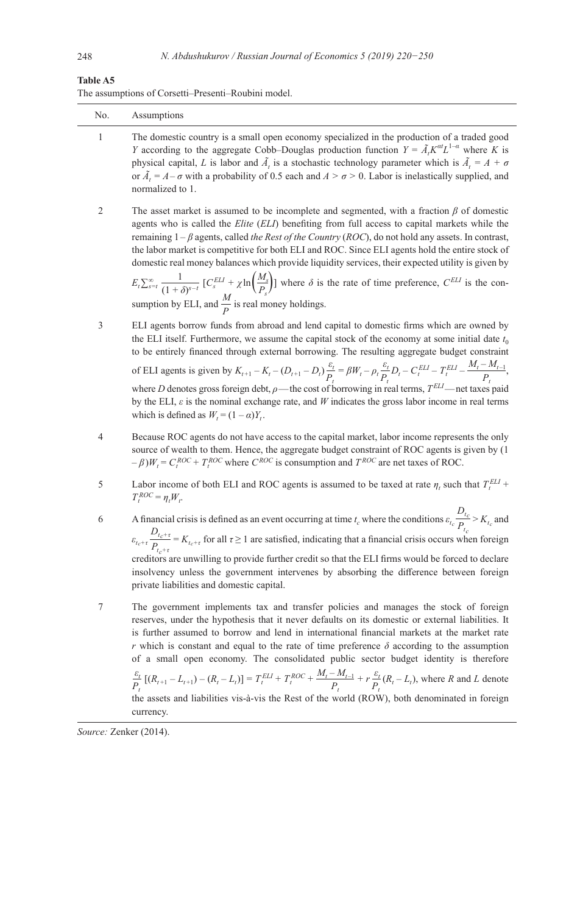**Table A5**

The assumptions of Corsetti–Presenti–Roubini model.

| No. | Assumptions |
|---|---|
| 1 | The domestic country is a small open economy specialized in the production of a traded good $Y$ according to the aggregate Cobb–Douglas production function $Y = \tilde{A}_t K^{\alpha t} L^{1-\alpha}$ where $K$ is physical capital, $L$ is labor and $\tilde{A}_t$ is a stochastic technology parameter which is $\tilde{A}_t = A + \sigma$ or $\tilde{A}_t = A - \sigma$ with a probability of 0.5 each and $A > \sigma > 0$. Labor is inelastically supplied, and normalized to 1. |
| 2 | The asset market is assumed to be incomplete and segmented, with a fraction $\beta$ of domestic agents who is called the *Elite* (*ELI*) benefiting from full access to capital markets while the remaining $1 - \beta$ agents, called *the Rest of the Country* (*ROC*), do not hold any assets. In contrast, the labor market is competitive for both ELI and ROC. Since ELI agents hold the entire stock of domestic real money balances which provide liquidity services, their expected utility is given by $E_t \sum_{s=t}^{\infty} \frac{1}{(1+\delta)^{s-t}} [C_s^{ELI} + \chi \ln\left(\frac{M_s}{P_s}\right)]$ where $\delta$ is the rate of time preference, $C^{ELI}$ is the consumption by ELI, and $\frac{M}{P}$ is real money holdings. |
| 3 | ELI agents borrow funds from abroad and lend capital to domestic firms which are owned by the ELI itself. Furthermore, we assume the capital stock of the economy at some initial date $t_0$ to be entirely financed through external borrowing. The resulting aggregate budget constraint of ELI agents is given by $K_{t+1} - K_t - (D_{t+1} - D_t)\frac{\varepsilon_t}{P_t} = \beta W_t - \rho_t \frac{\varepsilon_t}{P_t} D_t - C_t^{ELI} - T_t^{ELI} - \frac{M_t - M_{t-1}}{P_t}$, where $D$ denotes gross foreign debt, $\rho$ — the cost of borrowing in real terms, $T^{ELI}$ — net taxes paid by the ELI, $\varepsilon$ is the nominal exchange rate, and $W$ indicates the gross labor income in real terms which is defined as $W_t = (1 - \alpha)Y_t$. |
| 4 | Because ROC agents do not have access to the capital market, labor income represents the only source of wealth to them. Hence, the aggregate budget constraint of ROC agents is given by $(1 - \beta)W_t = C_t^{ROC} + T_t^{ROC}$ where $C^{ROC}$ is consumption and $T^{ROC}$ are net taxes of ROC. |
| 5 | Labor income of both ELI and ROC agents is assumed to be taxed at rate $\eta_t$ such that $T_t^{ELI} + T_t^{ROC} = \eta_t W_t$. |
| 6 | A financial crisis is defined as an event occurring at time $t_c$ where the conditions $\varepsilon_{t_c} \frac{D_{t_c}}{P_{t_c}} > K_{t_c}$ and $\varepsilon_{t_c+\tau} \frac{D_{t_c+\tau}}{P_{t_c+\tau}} = K_{t_c+\tau}$ for all $\tau \geq 1$ are satisfied, indicating that a financial crisis occurs when foreign creditors are unwilling to provide further credit so that the ELI firms would be forced to declare insolvency unless the government intervenes by absorbing the difference between foreign private liabilities and domestic capital. |
| 7 | The government implements tax and transfer policies and manages the stock of foreign reserves, under the hypothesis that it never defaults on its domestic or external liabilities. It is further assumed to borrow and lend in international financial markets at the market rate $r$ which is constant and equal to the rate of time preference $\delta$ according to the assumption of a small open economy. The consolidated public sector budget identity is therefore $\frac{\varepsilon_t}{P_t}[(R_{t+1} - L_{t+1}) - (R_t - L_t)] = T_t^{ELI} + T_t^{ROC} + \frac{M_t - M_{t-1}}{P_t} + r\frac{\varepsilon_t}{P_t}(R_t - L_t)$, where $R$ and $L$ denote the assets and liabilities vis-à-vis the Rest of the world (ROW), both denominated in foreign currency. |

*Source:* Zenker (2014).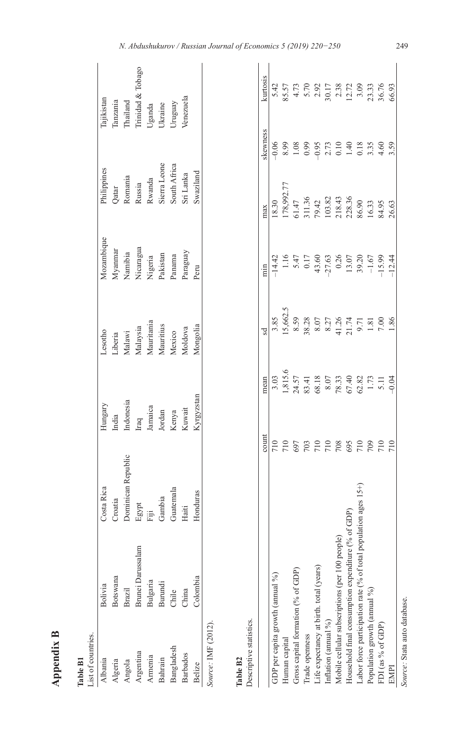# Appendix B

**Table B1**
List of countries.

| | | | | | | | | |
|---|---|---|---|---|---|---|---|---|
| Albania | Bolivia | Costa Rica | Hungary | Lesotho | Mozambique | Philippines | Tajikistan |
| Algeria | Botswana | Croatia | India | Liberia | Myanmar | Qatar | Tanzania |
| Angola | Brazil | Dominican Republic | Indonesia | Malawi | Namibia | Romania | Thailand |
| Argentina | Brunei Darussalam | Egypt | Iraq | Malaysia | Nicaragua | Russia | Trinidad & Tobago |
| Armenia | Bulgaria | Fiji | Jamaica | Mauritania | Nigeria | Rwanda | Uganda |
| Bahrain | Burundi | Gambia | Jordan | Mauritius | Pakistan | Sierra Leone | Ukraine |
| Bangladesh | Chile | Guatemala | Kenya | Mexico | Panama | South Africa | Uruguay |
| Barbados | China | Haiti | Kuwait | Moldova | Paraguay | Sri Lanka | Venezuela |
| Belize | Colombia | Honduras | Kyrgyzstan | Mongolia | Peru | Swaziland | |

*Source*: IMF (2012).

**Table B2**
Descriptive statistics.

| | count | mean | sd | min | max | skewness | kurtosis |
|---|---|---|---|---|---|---|---|
| GDP per capita growth (annual %) | 710 | 3.03 | 3.85 | −14.42 | 18.30 | −0.06 | 5.42 |
| Human capital | 710 | 1,815.6 | 15,662.5 | 1.16 | 178,992.77 | 8.99 | 85.57 |
| Gross capital formation (% of GDP) | 697 | 24.57 | 8.59 | 5.47 | 61.47 | 1.08 | 4.73 |
| Trade openness | 703 | 83.41 | 38.28 | 0.17 | 311.36 | 0.99 | 5.70 |
| Life expectancy at birth, total (years) | 710 | 68.18 | 8.07 | 43.60 | 79.42 | −0.95 | 2.92 |
| Inflation (annual %) | 710 | 8.07 | 8.27 | −27.63 | 103.82 | 2.73 | 30.17 |
| Mobile cellular subscriptions (per 100 people) | 708 | 78.33 | 41.26 | 0.26 | 218.43 | 0.10 | 2.38 |
| Household final consumption expenditure (% of GDP) | 695 | 67.40 | 21.74 | 13.07 | 228.36 | 1.40 | 12.72 |
| Labor force participation rate (% of total population ages 15+) | 710 | 62.82 | 9.71 | 39.20 | 86.90 | 0.18 | 3.09 |
| Population growth (annual %) | 709 | 1.73 | 1.81 | −1.67 | 16.33 | 3.35 | 23.33 |
| FDI (as % of GDP) | 710 | 5.11 | 7.00 | −15.99 | 84.95 | 4.60 | 36.76 |
| EMPI | 710 | −0.04 | 1.86 | −12.44 | 26.63 | 3.59 | 66.93 |

*Source*: Stata auto database.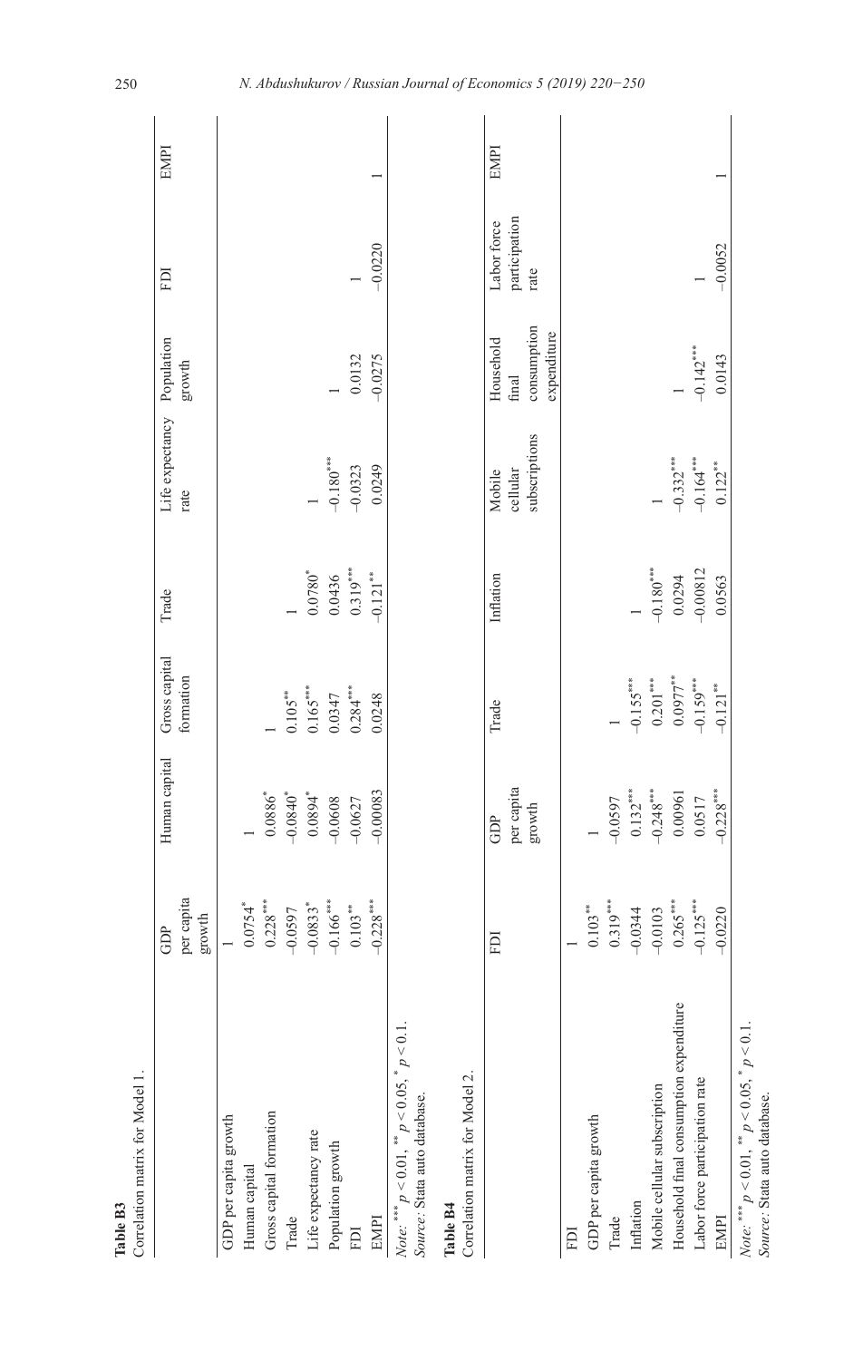**Table B3**
Correlation matrix for Model 1.

| | GDP per capita growth | Human capital | Gross capital formation | Trade | Life expectancy rate | Population growth | FDI | EMPI |
|---|---|---|---|---|---|---|---|---|
| GDP per capita growth | 1 | | | | | | | |
| Human capital | 0.0754* | 1 | | | | | | |
| Gross capital formation | 0.228*** | 0.0886* | 1 | | | | | |
| Trade | −0.0597 | −0.0840* | 0.105** | 1 | | | | |
| Life expectancy rate | −0.0833* | 0.0894* | 0.165*** | 0.0780* | 1 | | | |
| Population growth | −0.166*** | −0.0608 | 0.0347 | 0.0436 | −0.180*** | 1 | | |
| FDI | 0.103** | −0.0627 | 0.284*** | 0.319*** | −0.0323 | 0.0132 | 1 | |
| EMPI | −0.228*** | −0.00083 | 0.0248 | −0.121** | 0.0249 | −0.0275 | −0.0220 | 1 |

*Note*: *** $p < 0.01$, ** $p < 0.05$, * $p < 0.1$.
*Source*: Stata auto database.

**Table B4**
Correlation matrix for Model 2.

| | FDI | GDP per capita growth | Trade | Inflation | Mobile cellular subscriptions | Household final consumption expenditure | Labor force participation rate | EMPI |
|---|---|---|---|---|---|---|---|---|
| FDI | 1 | | | | | | | |
| GDP per capita growth | 0.103** | 1 | | | | | | |
| Trade | 0.319*** | −0.0597 | 1 | | | | | |
| Inflation | −0.0344 | 0.132*** | −0.155*** | 1 | | | | |
| Mobile cellular subscription | −0.0103 | −0.248*** | 0.201*** | −0.180*** | 1 | | | |
| Household final consumption expenditure | 0.265*** | 0.00961 | 0.0977*** | 0.0294 | −0.332*** | 1 | | |
| Labor force participation rate | −0.125*** | 0.0517 | −0.159*** | −0.00812 | −0.164*** | −0.142*** | 1 | |
| EMPI | −0.0220 | −0.228*** | −0.121** | 0.0563 | 0.122** | 0.0143 | −0.0052 | 1 |

*Note*: *** $p < 0.01$, ** $p < 0.05$, * $p < 0.1$.
*Source*: Stata auto database.